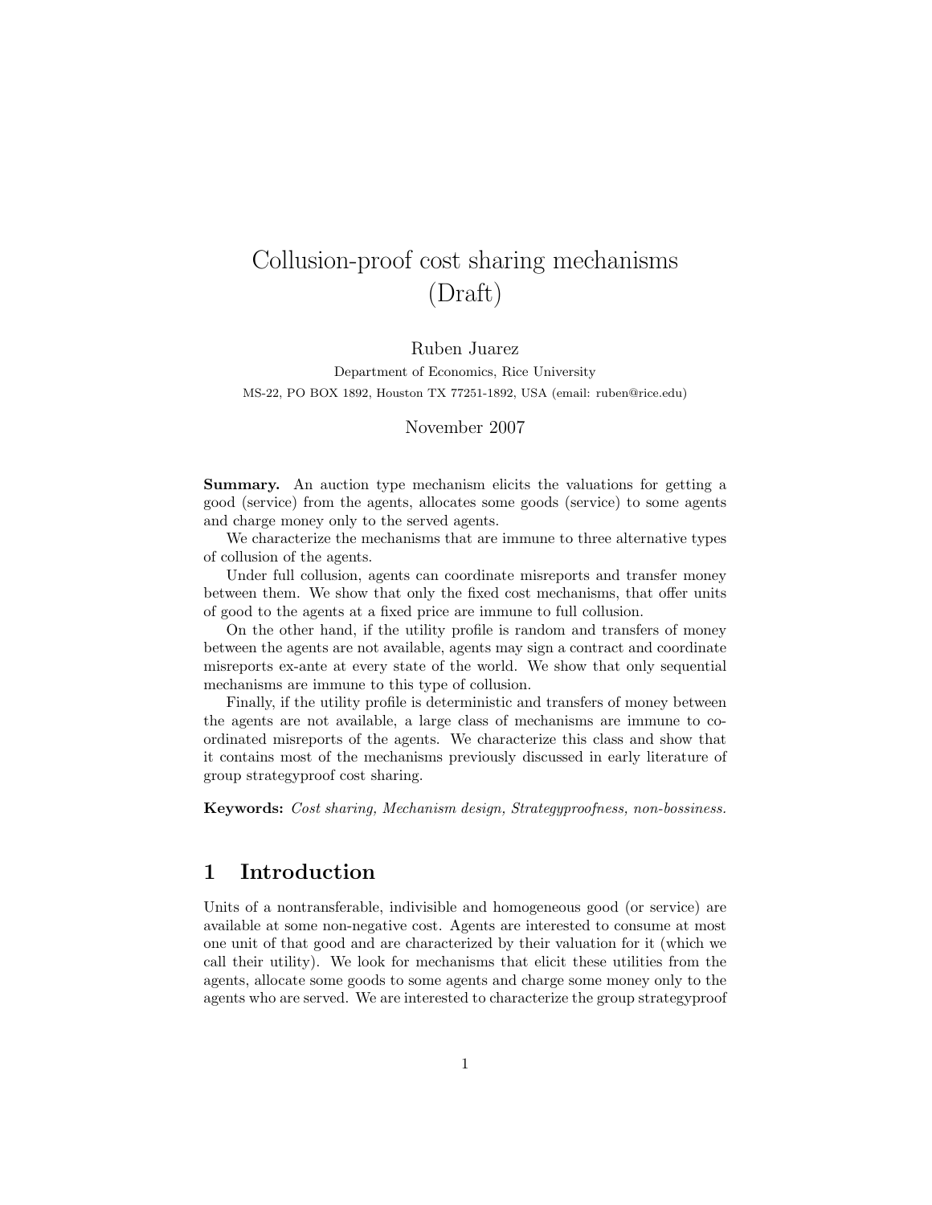# Collusion-proof cost sharing mechanisms (Draft)

Ruben Juarez

Department of Economics, Rice University
MS-22, PO BOX 1892, Houston TX 77251-1892, USA (email: ruben@rice.edu)

November 2007

**Summary.** An auction type mechanism elicits the valuations for getting a good (service) from the agents, allocates some goods (service) to some agents and charge money only to the served agents.

We characterize the mechanisms that are immune to three alternative types of collusion of the agents.

Under full collusion, agents can coordinate misreports and transfer money between them. We show that only the fixed cost mechanisms, that offer units of good to the agents at a fixed price are immune to full collusion.

On the other hand, if the utility profile is random and transfers of money between the agents are not available, agents may sign a contract and coordinate misreports ex-ante at every state of the world. We show that only sequential mechanisms are immune to this type of collusion.

Finally, if the utility profile is deterministic and transfers of money between the agents are not available, a large class of mechanisms are immune to coordinated misreports of the agents. We characterize this class and show that it contains most of the mechanisms previously discussed in early literature of group strategyproof cost sharing.

**Keywords:** *Cost sharing, Mechanism design, Strategyproofness, non-bossiness.*

## 1 Introduction

Units of a nontransferable, indivisible and homogeneous good (or service) are available at some non-negative cost. Agents are interested to consume at most one unit of that good and are characterized by their valuation for it (which we call their utility). We look for mechanisms that elicit these utilities from the agents, allocate some goods to some agents and charge some money only to the agents who are served. We are interested to characterize the group strategyproof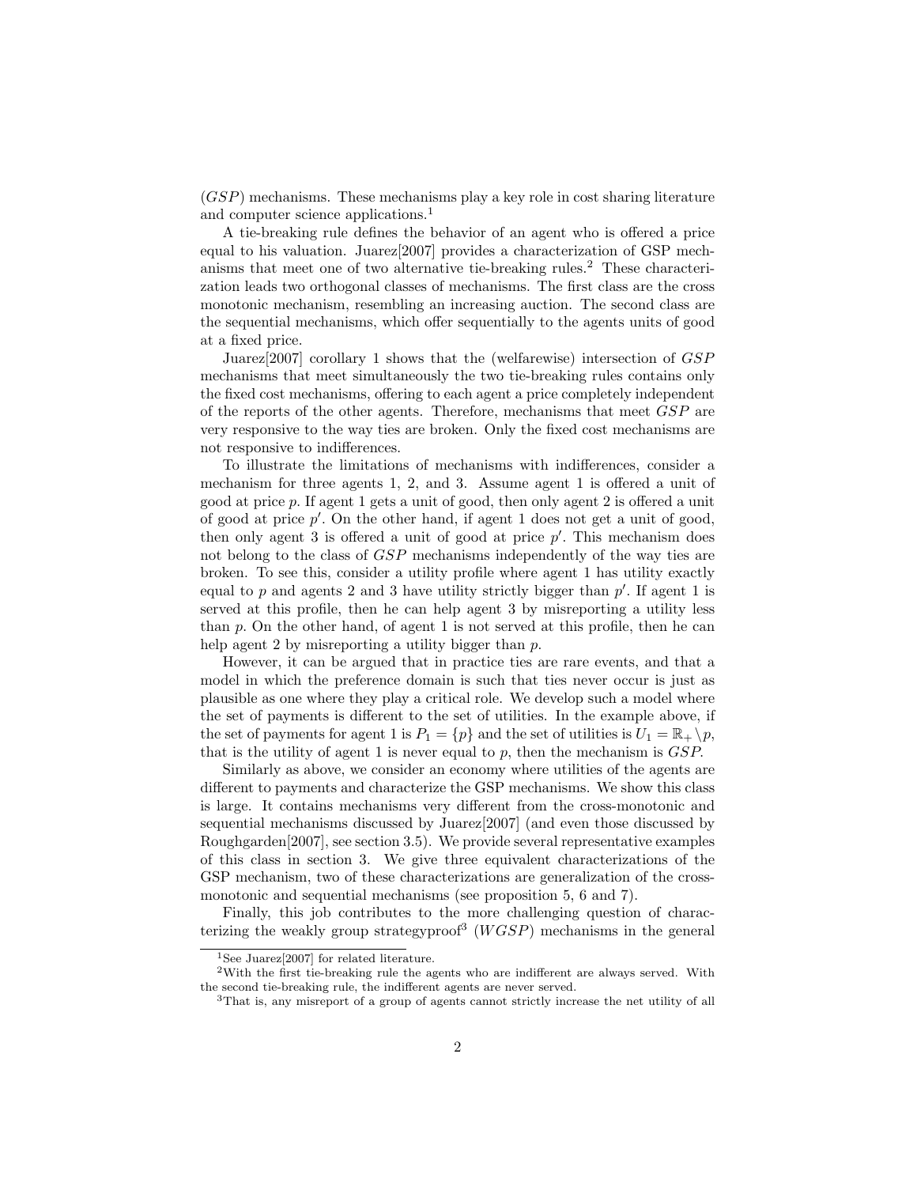($GSP$) mechanisms. These mechanisms play a key role in cost sharing literature and computer science applications.[1]

A tie-breaking rule defines the behavior of an agent who is offered a price equal to his valuation. Juarez[2007] provides a characterization of GSP mechanisms that meet one of two alternative tie-breaking rules.[2] These characterization leads two orthogonal classes of mechanisms. The first class are the cross monotonic mechanism, resembling an increasing auction. The second class are the sequential mechanisms, which offer sequentially to the agents units of good at a fixed price.

Juarez[2007] corollary 1 shows that the (welfarewise) intersection of $GSP$ mechanisms that meet simultaneously the two tie-breaking rules contains only the fixed cost mechanisms, offering to each agent a price completely independent of the reports of the other agents. Therefore, mechanisms that meet $GSP$ are very responsive to the way ties are broken. Only the fixed cost mechanisms are not responsive to indifferences.

To illustrate the limitations of mechanisms with indifferences, consider a mechanism for three agents 1, 2, and 3. Assume agent 1 is offered a unit of good at price $p$. If agent 1 gets a unit of good, then only agent 2 is offered a unit of good at price $p'$. On the other hand, if agent 1 does not get a unit of good, then only agent 3 is offered a unit of good at price $p'$. This mechanism does not belong to the class of $GSP$ mechanisms independently of the way ties are broken. To see this, consider a utility profile where agent 1 has utility exactly equal to $p$ and agents 2 and 3 have utility strictly bigger than $p'$. If agent 1 is served at this profile, then he can help agent 3 by misreporting a utility less than $p$. On the other hand, of agent 1 is not served at this profile, then he can help agent 2 by misreporting a utility bigger than $p$.

However, it can be argued that in practice ties are rare events, and that a model in which the preference domain is such that ties never occur is just as plausible as one where they play a critical role. We develop such a model where the set of payments is different to the set of utilities. In the example above, if the set of payments for agent 1 is $P_1 = \{p\}$ and the set of utilities is $U_1 = \mathbb{R}_+ \setminus p$, that is the utility of agent 1 is never equal to $p$, then the mechanism is $GSP$.

Similarly as above, we consider an economy where utilities of the agents are different to payments and characterize the GSP mechanisms. We show this class is large. It contains mechanisms very different from the cross-monotonic and sequential mechanisms discussed by Juarez[2007] (and even those discussed by Roughgarden[2007], see section 3.5). We provide several representative examples of this class in section 3. We give three equivalent characterizations of the GSP mechanism, two of these characterizations are generalization of the cross-monotonic and sequential mechanisms (see proposition 5, 6 and 7).

Finally, this job contributes to the more challenging question of characterizing the weakly group strategyproof[3] ($WGSP$) mechanisms in the general

---

[1] See Juarez[2007] for related literature.

[2] With the first tie-breaking rule the agents who are indifferent are always served. With the second tie-breaking rule, the indifferent agents are never served.

[3] That is, any misreport of a group of agents cannot strictly increase the net utility of all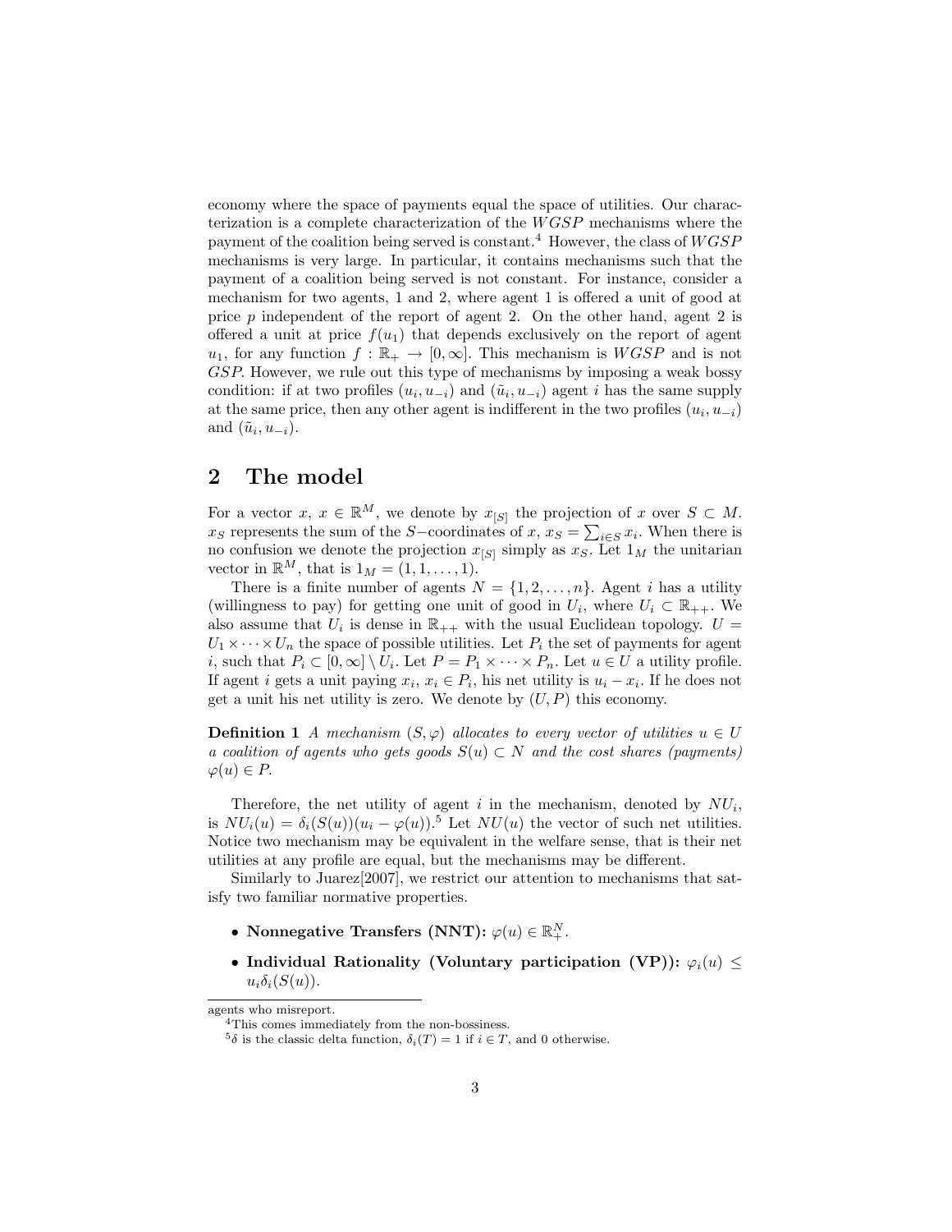economy where the space of payments equal the space of utilities. Our characterization is a complete characterization of the *WGSP* mechanisms where the payment of the coalition being served is constant.[4] However, the class of *WGSP* mechanisms is very large. In particular, it contains mechanisms such that the payment of a coalition being served is not constant. For instance, consider a mechanism for two agents, 1 and 2, where agent 1 is offered a unit of good at price $p$ independent of the report of agent 2. On the other hand, agent 2 is offered a unit at price $f(u_1)$ that depends exclusively on the report of agent $u_1$, for any function $f : \mathbb{R}_+ \rightarrow [0, \infty]$. This mechanism is *WGSP* and is not *GSP*. However, we rule out this type of mechanisms by imposing a weak bossy condition: if at two profiles $(u_i, u_{-i})$ and $(\tilde{u}_i, u_{-i})$ agent $i$ has the same supply at the same price, then any other agent is indifferent in the two profiles $(u_i, u_{-i})$ and $(\tilde{u}_i, u_{-i})$.

## 2 The model

For a vector $x$, $x \in \mathbb{R}^M$, we denote by $x_{[S]}$ the projection of $x$ over $S \subset M$. $x_S$ represents the sum of the $S-$coordinates of $x$, $x_S = \sum_{i \in S} x_i$. When there is no confusion we denote the projection $x_{[S]}$ simply as $x_S$. Let $1_M$ the unitarian vector in $\mathbb{R}^M$, that is $1_M = (1, 1, \ldots, 1)$.

There is a finite number of agents $N = \{1, 2, \ldots, n\}$. Agent $i$ has a utility (willingness to pay) for getting one unit of good in $U_i$, where $U_i \subset \mathbb{R}_{++}$. We also assume that $U_i$ is dense in $\mathbb{R}_{++}$ with the usual Euclidean topology. $U = U_1 \times \cdots \times U_n$ the space of possible utilities. Let $P_i$ the set of payments for agent $i$, such that $P_i \subset [0, \infty] \setminus U_i$. Let $P = P_1 \times \cdots \times P_n$. Let $u \in U$ a utility profile. If agent $i$ gets a unit paying $x_i$, $x_i \in P_i$, his net utility is $u_i - x_i$. If he does not get a unit his net utility is zero. We denote by $(U, P)$ this economy.

**Definition 1** *A mechanism $(S, \varphi)$ allocates to every vector of utilities $u \in U$ a coalition of agents who gets goods $S(u) \subset N$ and the cost shares (payments) $\varphi(u) \in P$.*

Therefore, the net utility of agent $i$ in the mechanism, denoted by $NU_i$, is $NU_i(u) = \delta_i(S(u))(u_i - \varphi(u))$.[5] Let $NU(u)$ the vector of such net utilities. Notice two mechanism may be equivalent in the welfare sense, that is their net utilities at any profile are equal, but the mechanisms may be different.

Similarly to Juarez[2007], we restrict our attention to mechanisms that satisfy two familiar normative properties.

- **Nonnegative Transfers (NNT):** $\varphi(u) \in \mathbb{R}^N_+$.
- **Individual Rationality (Voluntary participation (VP)):** $\varphi_i(u) \leq u_i \delta_i(S(u))$.

---

agents who misreport.

[4] This comes immediately from the non-bossiness.

[5] $\delta$ is the classic delta function, $\delta_i(T) = 1$ if $i \in T$, and 0 otherwise.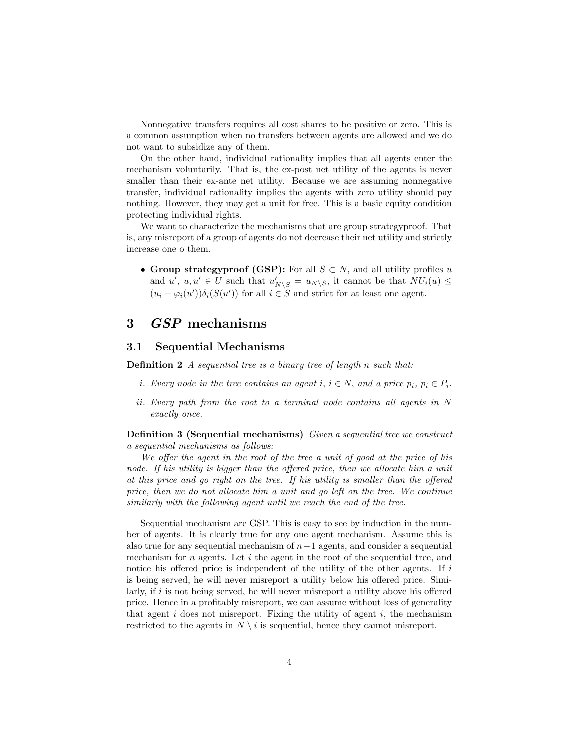Nonnegative transfers requires all cost shares to be positive or zero. This is a common assumption when no transfers between agents are allowed and we do not want to subsidize any of them.

On the other hand, individual rationality implies that all agents enter the mechanism voluntarily. That is, the ex-post net utility of the agents is never smaller than their ex-ante net utility. Because we are assuming nonnegative transfer, individual rationality implies the agents with zero utility should pay nothing. However, they may get a unit for free. This is a basic equity condition protecting individual rights.

We want to characterize the mechanisms that are group strategyproof. That is, any misreport of a group of agents do not decrease their net utility and strictly increase one o them.

- **Group strategyproof (GSP):** For all $S \subset N$, and all utility profiles $u$ and $u'$, $u, u' \in U$ such that $u'_{N \setminus S} = u_{N \setminus S}$, it cannot be that $NU_i(u) \leq (u_i - \varphi_i(u'))\delta_i(S(u'))$ for all $i \in S$ and strict for at least one agent.

# 3 *GSP* mechanisms

## 3.1 Sequential Mechanisms

**Definition 2** *A sequential tree is a binary tree of length $n$ such that:*

*i. Every node in the tree contains an agent $i$, $i \in N$, and a price $p_i$, $p_i \in P_i$.*

*ii. Every path from the root to a terminal node contains all agents in $N$ exactly once.*

**Definition 3 (Sequential mechanisms)** *Given a sequential tree we construct a sequential mechanisms as follows:*

*We offer the agent in the root of the tree a unit of good at the price of his node. If his utility is bigger than the offered price, then we allocate him a unit at this price and go right on the tree. If his utility is smaller than the offered price, then we do not allocate him a unit and go left on the tree. We continue similarly with the following agent until we reach the end of the tree.*

Sequential mechanism are GSP. This is easy to see by induction in the number of agents. It is clearly true for any one agent mechanism. Assume this is also true for any sequential mechanism of $n-1$ agents, and consider a sequential mechanism for $n$ agents. Let $i$ the agent in the root of the sequential tree, and notice his offered price is independent of the utility of the other agents. If $i$ is being served, he will never misreport a utility below his offered price. Similarly, if $i$ is not being served, he will never misreport a utility above his offered price. Hence in a profitably misreport, we can assume without loss of generality that agent $i$ does not misreport. Fixing the utility of agent $i$, the mechanism restricted to the agents in $N \setminus i$ is sequential, hence they cannot misreport.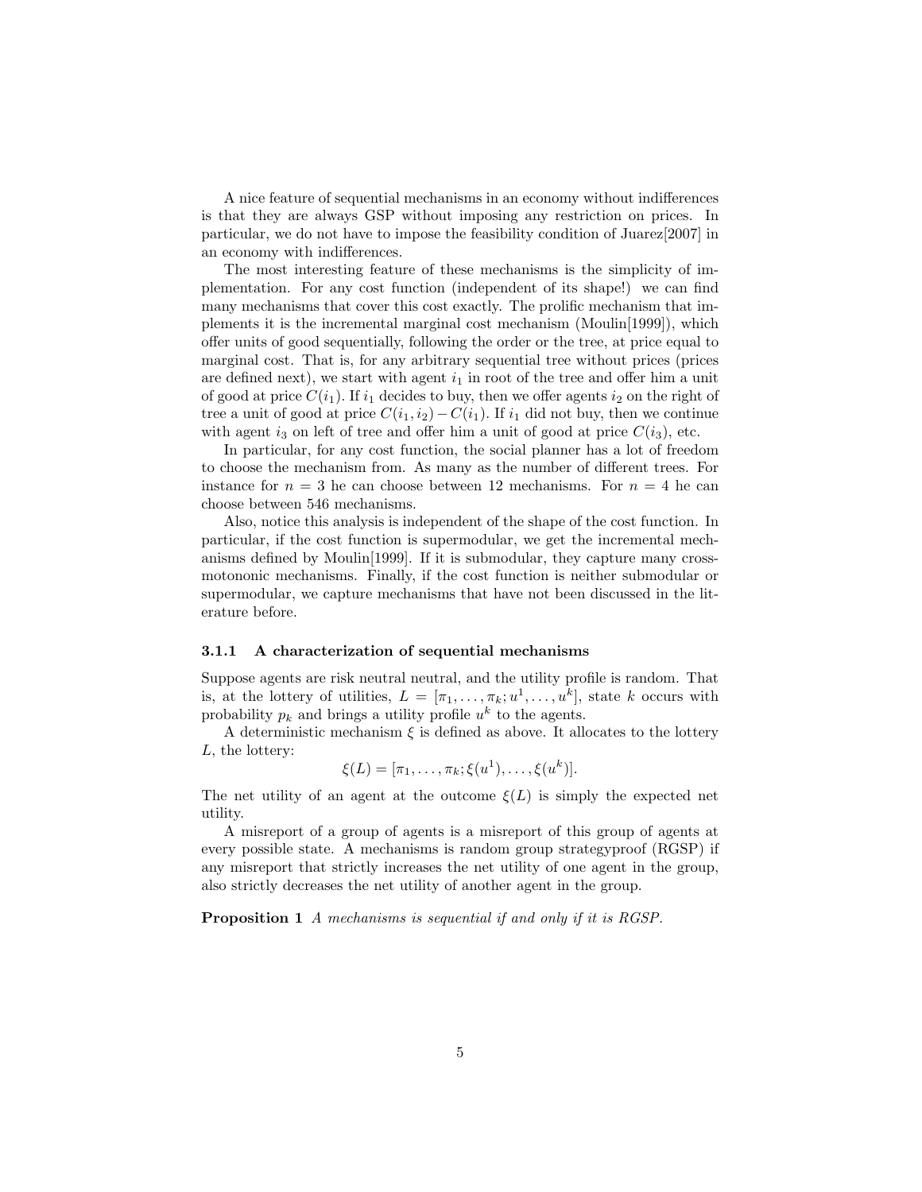A nice feature of sequential mechanisms in an economy without indifferences is that they are always GSP without imposing any restriction on prices. In particular, we do not have to impose the feasibility condition of Juarez[2007] in an economy with indifferences.

The most interesting feature of these mechanisms is the simplicity of implementation. For any cost function (independent of its shape!) we can find many mechanisms that cover this cost exactly. The prolific mechanism that implements it is the incremental marginal cost mechanism (Moulin[1999]), which offer units of good sequentially, following the order or the tree, at price equal to marginal cost. That is, for any arbitrary sequential tree without prices (prices are defined next), we start with agent $i_1$ in root of the tree and offer him a unit of good at price $C(i_1)$. If $i_1$ decides to buy, then we offer agents $i_2$ on the right of tree a unit of good at price $C(i_1, i_2) - C(i_1)$. If $i_1$ did not buy, then we continue with agent $i_3$ on left of tree and offer him a unit of good at price $C(i_3)$, etc.

In particular, for any cost function, the social planner has a lot of freedom to choose the mechanism from. As many as the number of different trees. For instance for $n = 3$ he can choose between 12 mechanisms. For $n = 4$ he can choose between 546 mechanisms.

Also, notice this analysis is independent of the shape of the cost function. In particular, if the cost function is supermodular, we get the incremental mechanisms defined by Moulin[1999]. If it is submodular, they capture many cross-motononic mechanisms. Finally, if the cost function is neither submodular or supermodular, we capture mechanisms that have not been discussed in the literature before.

#### 3.1.1 A characterization of sequential mechanisms

Suppose agents are risk neutral neutral, and the utility profile is random. That is, at the lottery of utilities, $L = [\pi_1, \ldots, \pi_k; u^1, \ldots, u^k]$, state $k$ occurs with probability $p_k$ and brings a utility profile $u^k$ to the agents.

A deterministic mechanism $\xi$ is defined as above. It allocates to the lottery $L$, the lottery:

$$\xi(L) = [\pi_1, \ldots, \pi_k; \xi(u^1), \ldots, \xi(u^k)].$$

The net utility of an agent at the outcome $\xi(L)$ is simply the expected net utility.

A misreport of a group of agents is a misreport of this group of agents at every possible state. A mechanisms is random group strategyproof (RGSP) if any misreport that strictly increases the net utility of one agent in the group, also strictly decreases the net utility of another agent in the group.

**Proposition 1** *A mechanisms is sequential if and only if it is RGSP.*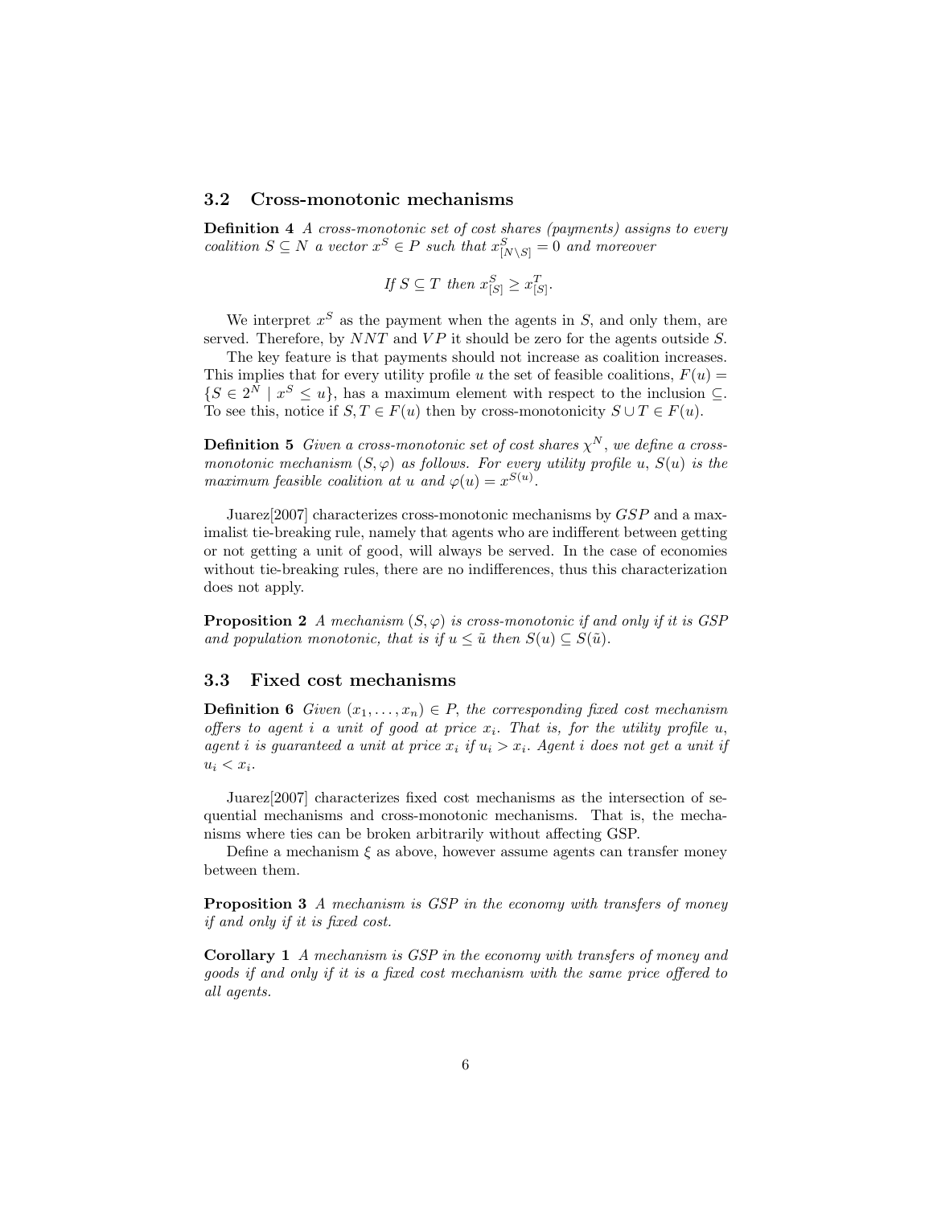### 3.2 Cross-monotonic mechanisms

**Definition 4** *A cross-monotonic set of cost shares (payments) assigns to every coalition $S \subseteq N$ a vector $x^S \in P$ such that $x^S_{[N \setminus S]} = 0$ and moreover*

$$\text{If } S \subseteq T \text{ then } x^S_{[S]} \geq x^T_{[S]}.$$

We interpret $x^S$ as the payment when the agents in $S$, and only them, are served. Therefore, by $NNT$ and $VP$ it should be zero for the agents outside $S$.

The key feature is that payments should not increase as coalition increases. This implies that for every utility profile $u$ the set of feasible coalitions, $F(u) = \{S \in 2^N \mid x^S \leq u\}$, has a maximum element with respect to the inclusion $\subseteq$. To see this, notice if $S, T \in F(u)$ then by cross-monotonicity $S \cup T \in F(u)$.

**Definition 5** *Given a cross-monotonic set of cost shares $\chi^N$, we define a cross-monotonic mechanism $(S, \varphi)$ as follows. For every utility profile $u$, $S(u)$ is the maximum feasible coalition at $u$ and $\varphi(u) = x^{S(u)}$.*

Juarez[2007] characterizes cross-monotonic mechanisms by $GSP$ and a maximalist tie-breaking rule, namely that agents who are indifferent between getting or not getting a unit of good, will always be served. In the case of economies without tie-breaking rules, there are no indifferences, thus this characterization does not apply.

**Proposition 2** *A mechanism $(S, \varphi)$ is cross-monotonic if and only if it is GSP and population monotonic, that is if $u \leq \tilde{u}$ then $S(u) \subseteq S(\tilde{u})$.*

### 3.3 Fixed cost mechanisms

**Definition 6** *Given $(x_1, \ldots, x_n) \in P$, the corresponding fixed cost mechanism offers to agent $i$ a unit of good at price $x_i$. That is, for the utility profile $u$, agent $i$ is guaranteed a unit at price $x_i$ if $u_i > x_i$. Agent $i$ does not get a unit if $u_i < x_i$.*

Juarez[2007] characterizes fixed cost mechanisms as the intersection of sequential mechanisms and cross-monotonic mechanisms. That is, the mechanisms where ties can be broken arbitrarily without affecting GSP.

Define a mechanism $\xi$ as above, however assume agents can transfer money between them.

**Proposition 3** *A mechanism is GSP in the economy with transfers of money if and only if it is fixed cost.*

**Corollary 1** *A mechanism is GSP in the economy with transfers of money and goods if and only if it is a fixed cost mechanism with the same price offered to all agents.*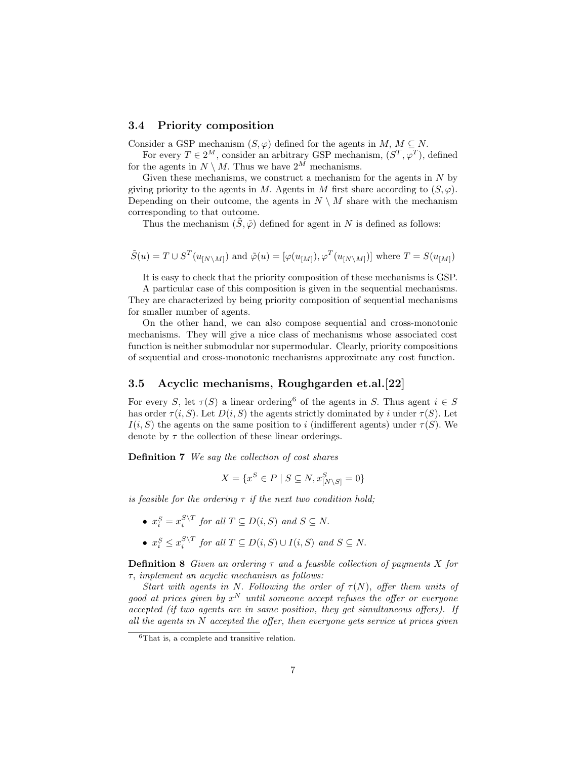### 3.4 Priority composition

Consider a GSP mechanism $(S, \varphi)$ defined for the agents in $M$, $M \subseteq N$.

For every $T \in 2^M$, consider an arbitrary GSP mechanism, $(S^T, \varphi^T)$, defined for the agents in $N \setminus M$. Thus we have $2^M$ mechanisms.

Given these mechanisms, we construct a mechanism for the agents in $N$ by giving priority to the agents in $M$. Agents in $M$ first share according to $(S, \varphi)$. Depending on their outcome, the agents in $N \setminus M$ share with the mechanism corresponding to that outcome.

Thus the mechanism $(\tilde{S}, \tilde{\varphi})$ defined for agent in $N$ is defined as follows:

$$\tilde{S}(u) = T \cup S^T(u_{[N \setminus M]}) \text{ and } \tilde{\varphi}(u) = [\varphi(u_{[M]}), \varphi^T(u_{[N \setminus M]})] \text{ where } T = S(u_{[M]})$$

It is easy to check that the priority composition of these mechanisms is GSP.

A particular case of this composition is given in the sequential mechanisms. They are characterized by being priority composition of sequential mechanisms for smaller number of agents.

On the other hand, we can also compose sequential and cross-monotonic mechanisms. They will give a nice class of mechanisms whose associated cost function is neither submodular nor supermodular. Clearly, priority compositions of sequential and cross-monotonic mechanisms approximate any cost function.

### 3.5 Acyclic mechanisms, Roughgarden et.al.[22]

For every $S$, let $\tau(S)$ a linear ordering[6] of the agents in $S$. Thus agent $i \in S$ has order $\tau(i, S)$. Let $D(i, S)$ the agents strictly dominated by $i$ under $\tau(S)$. Let $I(i, S)$ the agents on the same position to $i$ (indifferent agents) under $\tau(S)$. We denote by $\tau$ the collection of these linear orderings.

**Definition 7** *We say the collection of cost shares*

$$X = \{x^S \in P \mid S \subseteq N, x^S_{[N \setminus S]} = 0\}$$

*is feasible for the ordering $\tau$ if the next two condition hold;*

- $x^S_i = x^{S \setminus T}_i$ *for all* $T \subseteq D(i, S)$ *and* $S \subseteq N$.
- $x^S_i \leq x^{S \setminus T}_i$ *for all* $T \subseteq D(i, S) \cup I(i, S)$ *and* $S \subseteq N$.

**Definition 8** *Given an ordering $\tau$ and a feasible collection of payments $X$ for $\tau$, implement an acyclic mechanism as follows:*

*Start with agents in $N$. Following the order of $\tau(N)$, offer them units of good at prices given by $x^N$ until someone accept refuses the offer or everyone accepted (if two agents are in same position, they get simultaneous offers). If all the agents in $N$ accepted the offer, then everyone gets service at prices given*

[6] That is, a complete and transitive relation.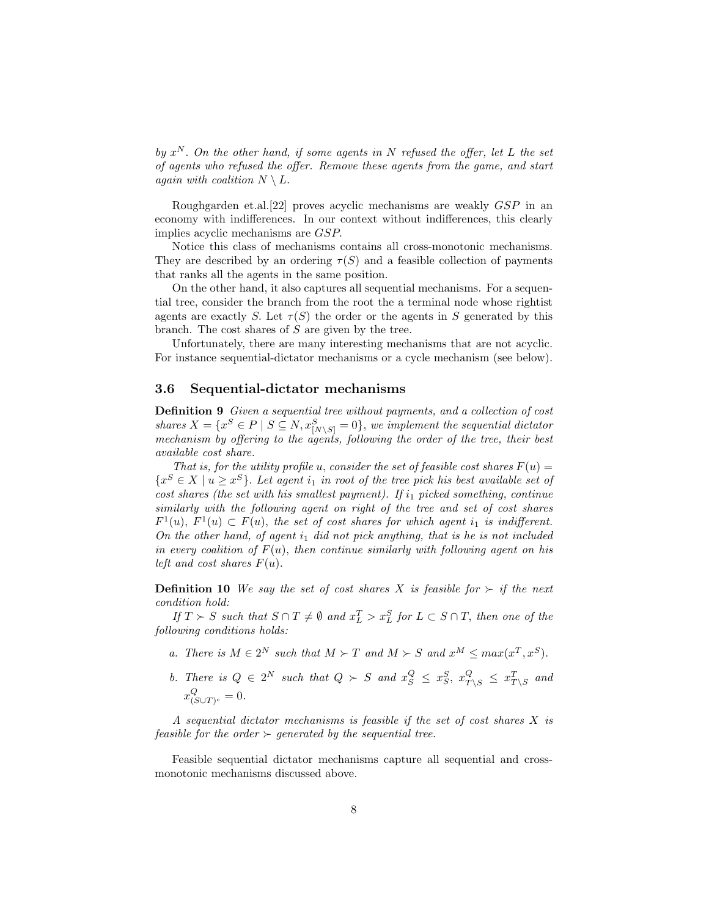*by $x^N$. On the other hand, if some agents in $N$ refused the offer, let $L$ the set of agents who refused the offer. Remove these agents from the game, and start again with coalition $N \setminus L$.*

Roughgarden et.al.[22] proves acyclic mechanisms are weakly $GSP$ in an economy with indifferences. In our context without indifferences, this clearly implies acyclic mechanisms are $GSP$.

Notice this class of mechanisms contains all cross-monotonic mechanisms. They are described by an ordering $\tau(S)$ and a feasible collection of payments that ranks all the agents in the same position.

On the other hand, it also captures all sequential mechanisms. For a sequential tree, consider the branch from the root the a terminal node whose rightist agents are exactly $S$. Let $\tau(S)$ the order or the agents in $S$ generated by this branch. The cost shares of $S$ are given by the tree.

Unfortunately, there are many interesting mechanisms that are not acyclic. For instance sequential-dictator mechanisms or a cycle mechanism (see below).

### 3.6 Sequential-dictator mechanisms

**Definition 9** *Given a sequential tree without payments, and a collection of cost shares $X = \{x^S \in P \mid S \subseteq N, x^S_{[N \setminus S]} = 0\}$, we implement the sequential dictator mechanism by offering to the agents, following the order of the tree, their best available cost share.*

*That is, for the utility profile $u$, consider the set of feasible cost shares $F(u) = \{x^S \in X \mid u \geq x^S\}$. Let agent $i_1$ in root of the tree pick his best available set of cost shares (the set with his smallest payment). If $i_1$ picked something, continue similarly with the following agent on right of the tree and set of cost shares $F^1(u)$, $F^1(u) \subset F(u)$, the set of cost shares for which agent $i_1$ is indifferent. On the other hand, of agent $i_1$ did not pick anything, that is he is not included in every coalition of $F(u)$, then continue similarly with following agent on his left and cost shares $F(u)$.*

**Definition 10** *We say the set of cost shares $X$ is feasible for $\succ$ if the next condition hold:*

*If $T \succ S$ such that $S \cap T \neq \emptyset$ and $x^T_L > x^S_L$ for $L \subset S \cap T$, then one of the following conditions holds:*

- *a. There is $M \in 2^N$ such that $M \succ T$ and $M \succ S$ and $x^M \leq max(x^T, x^S)$.*
- *b. There is $Q \in 2^N$ such that $Q \succ S$ and $x^Q_S \leq x^S_S$, $x^Q_{T \setminus S} \leq x^T_{T \setminus S}$ and $x^Q_{(S \cup T)^c} = 0$.*

*A sequential dictator mechanisms is feasible if the set of cost shares $X$ is feasible for the order $\succ$ generated by the sequential tree.*

Feasible sequential dictator mechanisms capture all sequential and cross-monotonic mechanisms discussed above.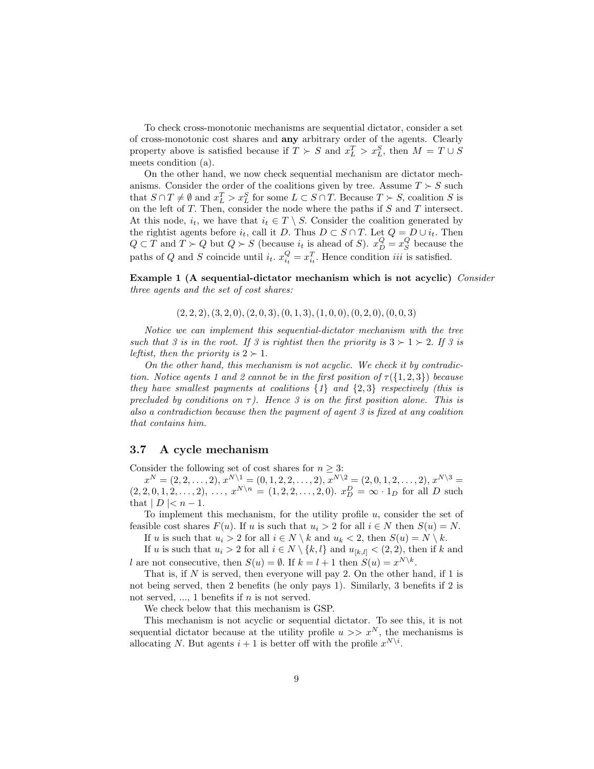To check cross-monotonic mechanisms are sequential dictator, consider a set of cross-monotonic cost shares and **any** arbitrary order of the agents. Clearly property above is satisfied because if $T \succ S$ and $x^T_L > x^S_L$, then $M = T \cup S$ meets condition (a).

On the other hand, we now check sequential mechanism are dictator mechanisms. Consider the order of the coalitions given by tree. Assume $T \succ S$ such that $S \cap T \neq \emptyset$ and $x^T_L > x^S_L$ for some $L \subset S \cap T$. Because $T \succ S$, coalition $S$ is on the left of $T$. Then, consider the node where the paths if $S$ and $T$ intersect. At this node, $i_t$, we have that $i_t \in T \setminus S$. Consider the coalition generated by the rightist agents before $i_t$, call it $D$. Thus $D \subset S \cap T$. Let $Q = D \cup i_t$. Then $Q \subset T$ and $T \succ Q$ but $Q \succ S$ (because $i_t$ is ahead of $S$). $x^Q_D = x^Q_S$ because the paths of $Q$ and $S$ coincide until $i_t$. $x^Q_{i_t} = x^T_{i_t}$. Hence condition *iii* is satisfied.

**Example 1 (A sequential-dictator mechanism which is not acyclic)** *Consider three agents and the set of cost shares:*

$$(2,2,2),(3,2,0),(2,0,3),(0,1,3),(1,0,0),(0,2,0),(0,0,3)$$

*Notice we can implement this sequential-dictator mechanism with the tree such that 3 is in the root. If 3 is rightist then the priority is $3 \succ 1 \succ 2$. If 3 is leftist, then the priority is $2 \succ 1$.*

*On the other hand, this mechanism is not acyclic. We check it by contradiction. Notice agents 1 and 2 cannot be in the first position of $\tau(\{1,2,3\})$ because they have smallest payments at coalitions $\{1\}$ and $\{2,3\}$ respectively (this is precluded by conditions on $\tau$). Hence 3 is on the first position alone. This is also a contradiction because then the payment of agent 3 is fixed at any coalition that contains him.*

### 3.7 A cycle mechanism

Consider the following set of cost shares for $n \geq 3$:

$x^N = (2,2,\dots,2)$, $x^{N\setminus 1} = (0,1,2,2,\dots,2)$, $x^{N\setminus 2} = (2,0,1,2,\dots,2)$, $x^{N\setminus 3} = (2,2,0,1,2,\dots,2)$, $\dots$, $x^{N\setminus n} = (1,2,2,\dots,2,0)$. $x^D_D = \infty \cdot 1_D$ for all $D$ such that $|D| < n-1$.

To implement this mechanism, for the utility profile $u$, consider the set of feasible cost shares $F(u)$. If $u$ is such that $u_i > 2$ for all $i \in N$ then $S(u) = N$.

If $u$ is such that $u_i > 2$ for all $i \in N \setminus k$ and $u_k < 2$, then $S(u) = N \setminus k$.

If $u$ is such that $u_i > 2$ for all $i \in N \setminus \{k,l\}$ and $u_{[k,l]} < (2,2)$, then if $k$ and $l$ are not consecutive, then $S(u) = \emptyset$. If $k = l+1$ then $S(u) = x^{N\setminus k}$.

That is, if $N$ is served, then everyone will pay 2. On the other hand, if 1 is not being served, then 2 benefits (he only pays 1). Similarly, 3 benefits if 2 is not served, ..., 1 benefits if $n$ is not served.

We check below that this mechanism is GSP.

This mechanism is not acyclic or sequential dictator. To see this, it is not sequential dictator because at the utility profile $u >> x^N$, the mechanisms is allocating $N$. But agents $i+1$ is better off with the profile $x^{N\setminus i}$.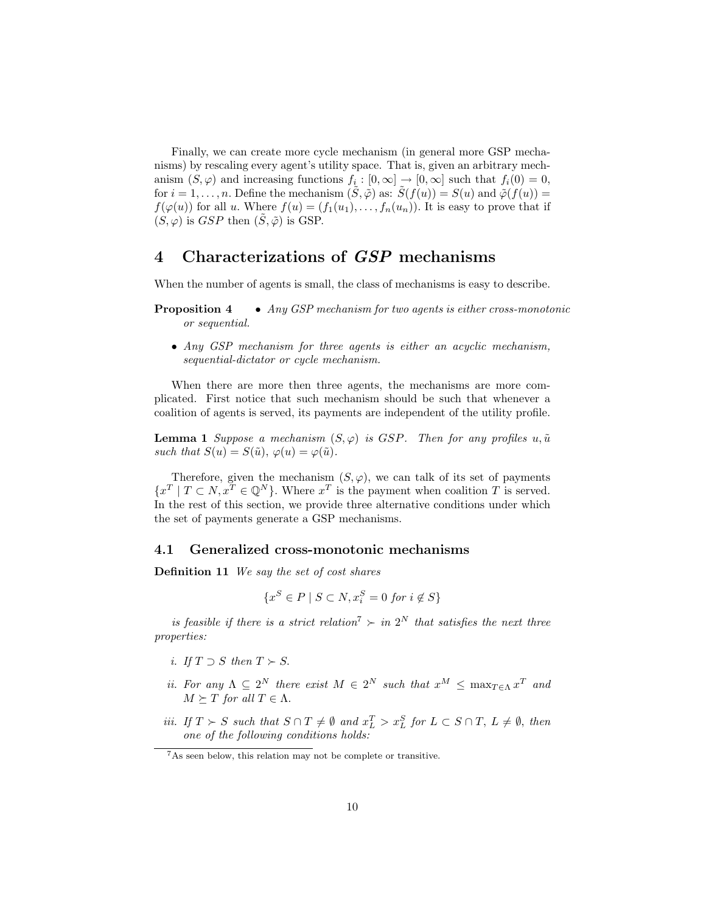Finally, we can create more cycle mechanism (in general more GSP mechanisms) by rescaling every agent's utility space. That is, given an arbitrary mechanism $(S, \varphi)$ and increasing functions $f_i : [0, \infty] \to [0, \infty]$ such that $f_i(0) = 0$, for $i = 1, \ldots, n$. Define the mechanism $(\tilde{S}, \tilde{\varphi})$ as: $\tilde{S}(f(u)) = S(u)$ and $\tilde{\varphi}(f(u)) = f(\varphi(u))$ for all $u$. Where $f(u) = (f_1(u_1), \ldots, f_n(u_n))$. It is easy to prove that if $(S, \varphi)$ is *GSP* then $(\tilde{S}, \tilde{\varphi})$ is GSP.

# 4 Characterizations of *GSP* mechanisms

When the number of agents is small, the class of mechanisms is easy to describe.

**Proposition 4**

- *Any GSP mechanism for two agents is either cross-monotonic or sequential.*
- *Any GSP mechanism for three agents is either an acyclic mechanism, sequential-dictator or cycle mechanism.*

When there are more then three agents, the mechanisms are more complicated. First notice that such mechanism should be such that whenever a coalition of agents is served, its payments are independent of the utility profile.

**Lemma 1** *Suppose a mechanism $(S, \varphi)$ is $GSP$. Then for any profiles $u, \tilde{u}$ such that $S(u) = S(\tilde{u})$, $\varphi(u) = \varphi(\tilde{u})$.*

Therefore, given the mechanism $(S, \varphi)$, we can talk of its set of payments $\{x^T \mid T \subset N, x^T \in \mathbb{Q}^N\}$. Where $x^T$ is the payment when coalition $T$ is served. In the rest of this section, we provide three alternative conditions under which the set of payments generate a GSP mechanisms.

## 4.1 Generalized cross-monotonic mechanisms

**Definition 11** *We say the set of cost shares*

$$\{x^S \in P \mid S \subset N, x_i^S = 0 \text{ for } i \notin S\}$$

*is feasible if there is a strict relation*[7] $\succ$ *in* $2^N$ *that satisfies the next three properties:*

*i. If $T \supset S$ then $T \succ S$.*

*ii. For any $\Lambda \subseteq 2^N$ there exist $M \in 2^N$ such that $x^M \leq \max_{T \in \Lambda} x^T$ and $M \succeq T$ for all $T \in \Lambda$.*

*iii. If $T \succ S$ such that $S \cap T \neq \emptyset$ and $x_L^T > x_L^S$ for $L \subset S \cap T$, $L \neq \emptyset$, then one of the following conditions holds:*

[7] As seen below, this relation may not be complete or transitive.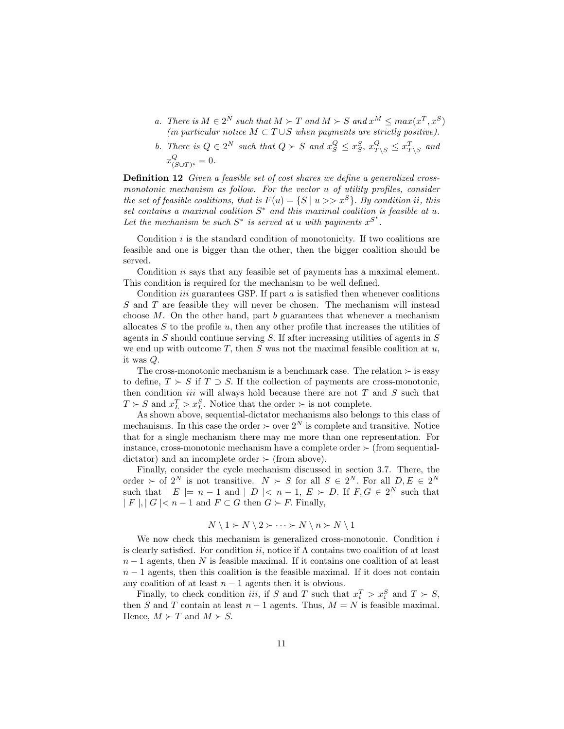*a. There is $M \in 2^N$ such that $M \succ T$ and $M \succ S$ and $x^M \leq max(x^T, x^S)$ (in particular notice $M \subset T \cup S$ when payments are strictly positive).*

*b. There is $Q \in 2^N$ such that $Q \succ S$ and $x^Q_S \leq x^S_S$, $x^Q_{T \setminus S} \leq x^T_{T \setminus S}$ and $x^Q_{(S \cup T)^c} = 0$.*

**Definition 12** *Given a feasible set of cost shares we define a generalized cross-monotonic mechanism as follow. For the vector $u$ of utility profiles, consider the set of feasible coalitions, that is $F(u) = \{S \mid u >> x^S\}$. By condition ii, this set contains a maximal coalition $S^*$ and this maximal coalition is feasible at $u$. Let the mechanism be such $S^*$ is served at $u$ with payments $x^{S^*}$.*

Condition $i$ is the standard condition of monotonicity. If two coalitions are feasible and one is bigger than the other, then the bigger coalition should be served.

Condition $ii$ says that any feasible set of payments has a maximal element. This condition is required for the mechanism to be well defined.

Condition $iii$ guarantees GSP. If part $a$ is satisfied then whenever coalitions $S$ and $T$ are feasible they will never be chosen. The mechanism will instead choose $M$. On the other hand, part $b$ guarantees that whenever a mechanism allocates $S$ to the profile $u$, then any other profile that increases the utilities of agents in $S$ should continue serving $S$. If after increasing utilities of agents in $S$ we end up with outcome $T$, then $S$ was not the maximal feasible coalition at $u$, it was $Q$.

The cross-monotonic mechanism is a benchmark case. The relation $\succ$ is easy to define, $T \succ S$ if $T \supset S$. If the collection of payments are cross-monotonic, then condition $iii$ will always hold because there are not $T$ and $S$ such that $T \succ S$ and $x^T_L > x^S_L$. Notice that the order $\succ$ is not complete.

As shown above, sequential-dictator mechanisms also belongs to this class of mechanisms. In this case the order $\succ$ over $2^N$ is complete and transitive. Notice that for a single mechanism there may me more than one representation. For instance, cross-monotonic mechanism have a complete order $\succ$ (from sequential-dictator) and an incomplete order $\succ$ (from above).

Finally, consider the cycle mechanism discussed in section 3.7. There, the order $\succ$ of $2^N$ is not transitive. $N \succ S$ for all $S \in 2^N$. For all $D, E \in 2^N$ such that $\mid E \mid = n-1$ and $\mid D \mid < n-1$, $E \succ D$. If $F, G \in 2^N$ such that $\mid F \mid, \mid G \mid < n-1$ and $F \subset G$ then $G \succ F$. Finally,

$$N \setminus 1 \succ N \setminus 2 \succ \cdots \succ N \setminus n \succ N \setminus 1$$

We now check this mechanism is generalized cross-monotonic. Condition $i$ is clearly satisfied. For condition $ii$, notice if $\Lambda$ contains two coalition of at least $n-1$ agents, then $N$ is feasible maximal. If it contains one coalition of at least $n-1$ agents, then this coalition is the feasible maximal. If it does not contain any coalition of at least $n-1$ agents then it is obvious.

Finally, to check condition $iii$, if $S$ and $T$ such that $x^T_i > x^S_i$ and $T \succ S$, then $S$ and $T$ contain at least $n-1$ agents. Thus, $M = N$ is feasible maximal. Hence, $M \succ T$ and $M \succ S$.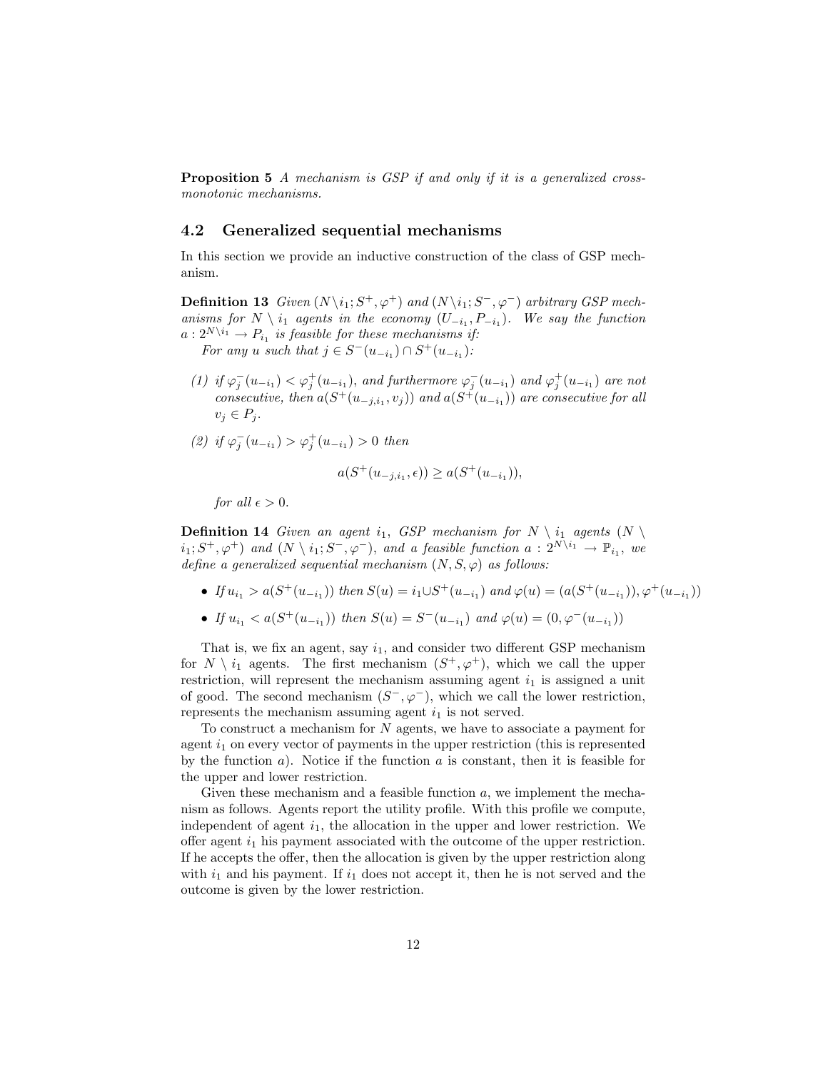**Proposition 5** *A mechanism is GSP if and only if it is a generalized cross-monotonic mechanisms.*

## 4.2 Generalized sequential mechanisms

In this section we provide an inductive construction of the class of GSP mechanism.

**Definition 13** *Given $(N \setminus i_1; S^+, \varphi^+)$ and $(N \setminus i_1; S^-, \varphi^-)$ arbitrary GSP mechanisms for $N \setminus i_1$ agents in the economy $(U_{-i_1}, P_{-i_1})$. We say the function $a : 2^{N \setminus i_1} \to P_{i_1}$ is feasible for these mechanisms if:*
*For any $u$ such that $j \in S^-(u_{-i_1}) \cap S^+(u_{-i_1})$:*

*(1) if $\varphi_j^-(u_{-i_1}) < \varphi_j^+(u_{-i_1})$, and furthermore $\varphi_j^-(u_{-i_1})$ and $\varphi_j^+(u_{-i_1})$ are not consecutive, then $a(S^+(u_{-j,i_1}, v_j))$ and $a(S^+(u_{-i_1}))$ are consecutive for all $v_j \in P_j$.*

*(2) if $\varphi_j^-(u_{-i_1}) > \varphi_j^+(u_{-i_1}) > 0$ then*

$$a(S^+(u_{-j,i_1}, \epsilon)) \geq a(S^+(u_{-i_1})),$$

*for all $\epsilon > 0$.*

**Definition 14** *Given an agent $i_1$, GSP mechanism for $N \setminus i_1$ agents $(N \setminus i_1; S^+, \varphi^+)$ and $(N \setminus i_1; S^-, \varphi^-)$, and a feasible function $a : 2^{N \setminus i_1} \to \mathbb{P}_{i_1}$, we define a generalized sequential mechanism $(N, S, \varphi)$ as follows:*

- *If $u_{i_1} > a(S^+(u_{-i_1}))$ then $S(u) = i_1 \cup S^+(u_{-i_1})$ and $\varphi(u) = (a(S^+(u_{-i_1})), \varphi^+(u_{-i_1}))$*
- *If $u_{i_1} < a(S^+(u_{-i_1}))$ then $S(u) = S^-(u_{-i_1})$ and $\varphi(u) = (0, \varphi^-(u_{-i_1}))$*

That is, we fix an agent, say $i_1$, and consider two different GSP mechanism for $N \setminus i_1$ agents. The first mechanism $(S^+, \varphi^+)$, which we call the upper restriction, will represent the mechanism assuming agent $i_1$ is assigned a unit of good. The second mechanism $(S^-, \varphi^-)$, which we call the lower restriction, represents the mechanism assuming agent $i_1$ is not served.

To construct a mechanism for $N$ agents, we have to associate a payment for agent $i_1$ on every vector of payments in the upper restriction (this is represented by the function $a$). Notice if the function $a$ is constant, then it is feasible for the upper and lower restriction.

Given these mechanism and a feasible function $a$, we implement the mechanism as follows. Agents report the utility profile. With this profile we compute, independent of agent $i_1$, the allocation in the upper and lower restriction. We offer agent $i_1$ his payment associated with the outcome of the upper restriction. If he accepts the offer, then the allocation is given by the upper restriction along with $i_1$ and his payment. If $i_1$ does not accept it, then he is not served and the outcome is given by the lower restriction.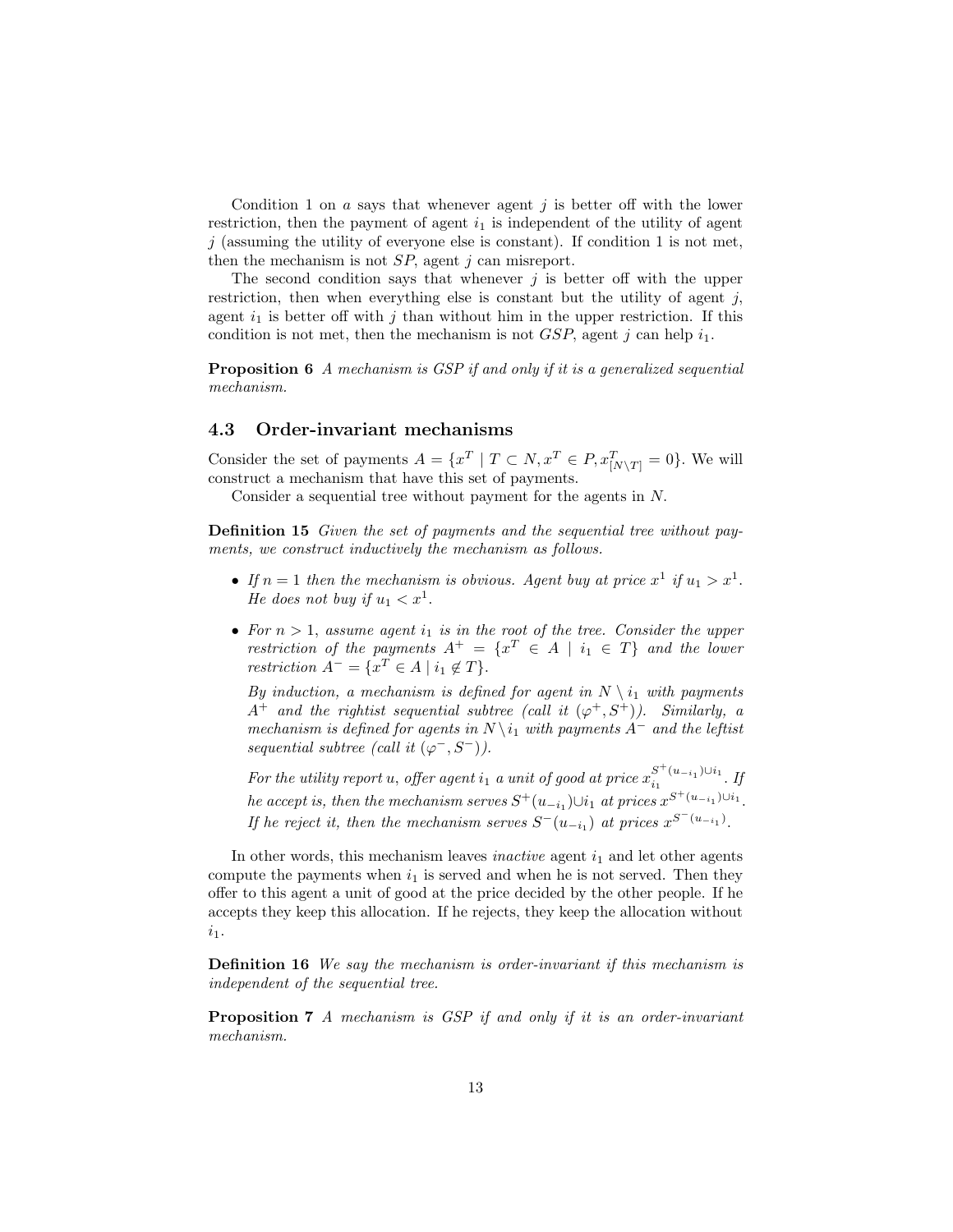Condition 1 on $a$ says that whenever agent $j$ is better off with the lower restriction, then the payment of agent $i_1$ is independent of the utility of agent $j$ (assuming the utility of everyone else is constant). If condition 1 is not met, then the mechanism is not $SP$, agent $j$ can misreport.

The second condition says that whenever $j$ is better off with the upper restriction, then when everything else is constant but the utility of agent $j$, agent $i_1$ is better off with $j$ than without him in the upper restriction. If this condition is not met, then the mechanism is not $GSP$, agent $j$ can help $i_1$.

**Proposition 6** *A mechanism is GSP if and only if it is a generalized sequential mechanism.*

### 4.3 Order-invariant mechanisms

Consider the set of payments $A = \{x^T \mid T \subset N, x^T \in P, x^T_{[N \setminus T]} = 0\}$. We will construct a mechanism that have this set of payments.

Consider a sequential tree without payment for the agents in $N$.

**Definition 15** *Given the set of payments and the sequential tree without payments, we construct inductively the mechanism as follows.*

- *If $n = 1$ then the mechanism is obvious. Agent buy at price $x^1$ if $u_1 > x^1$. He does not buy if $u_1 < x^1$.*
- *For $n > 1$, assume agent $i_1$ is in the root of the tree. Consider the upper restriction of the payments $A^+ = \{x^T \in A \mid i_1 \in T\}$ and the lower restriction $A^- = \{x^T \in A \mid i_1 \notin T\}$.*

  *By induction, a mechanism is defined for agent in $N \setminus i_1$ with payments $A^+$ and the rightist sequential subtree (call it $(\varphi^+, S^+)$). Similarly, a mechanism is defined for agents in $N \setminus i_1$ with payments $A^-$ and the leftist sequential subtree (call it $(\varphi^-, S^-)$).*

  *For the utility report $u$, offer agent $i_1$ a unit of good at price $x_{i_1}^{S^+(u_{-i_1}) \cup i_1}$. If he accept is, then the mechanism serves $S^+(u_{-i_1}) \cup i_1$ at prices $x^{S^+(u_{-i_1}) \cup i_1}$. If he reject it, then the mechanism serves $S^-(u_{-i_1})$ at prices $x^{S^-(u_{-i_1})}$.*

In other words, this mechanism leaves *inactive* agent $i_1$ and let other agents compute the payments when $i_1$ is served and when he is not served. Then they offer to this agent a unit of good at the price decided by the other people. If he accepts they keep this allocation. If he rejects, they keep the allocation without $i_1$.

**Definition 16** *We say the mechanism is order-invariant if this mechanism is independent of the sequential tree.*

**Proposition 7** *A mechanism is GSP if and only if it is an order-invariant mechanism.*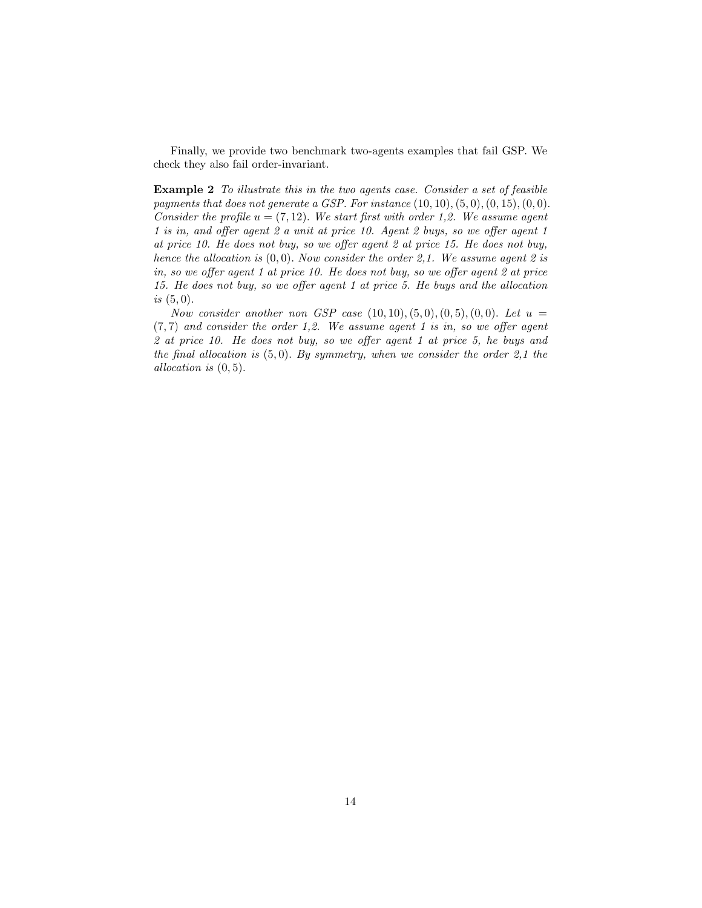Finally, we provide two benchmark two-agents examples that fail GSP. We check they also fail order-invariant.

**Example 2** *To illustrate this in the two agents case. Consider a set of feasible payments that does not generate a GSP. For instance* $(10,10),(5,0),(0,15),(0,0)$*. Consider the profile* $u = (7,12)$*. We start first with order 1,2. We assume agent 1 is in, and offer agent 2 a unit at price 10. Agent 2 buys, so we offer agent 1 at price 10. He does not buy, so we offer agent 2 at price 15. He does not buy, hence the allocation is* $(0,0)$*. Now consider the order 2,1. We assume agent 2 is in, so we offer agent 1 at price 10. He does not buy, so we offer agent 2 at price 15. He does not buy, so we offer agent 1 at price 5. He buys and the allocation is* $(5,0)$*.*

*Now consider another non GSP case* $(10,10),(5,0),(0,5),(0,0)$*. Let* $u = (7,7)$ *and consider the order 1,2. We assume agent 1 is in, so we offer agent 2 at price 10. He does not buy, so we offer agent 1 at price 5, he buys and the final allocation is* $(5,0)$*. By symmetry, when we consider the order 2,1 the allocation is* $(0,5)$*.*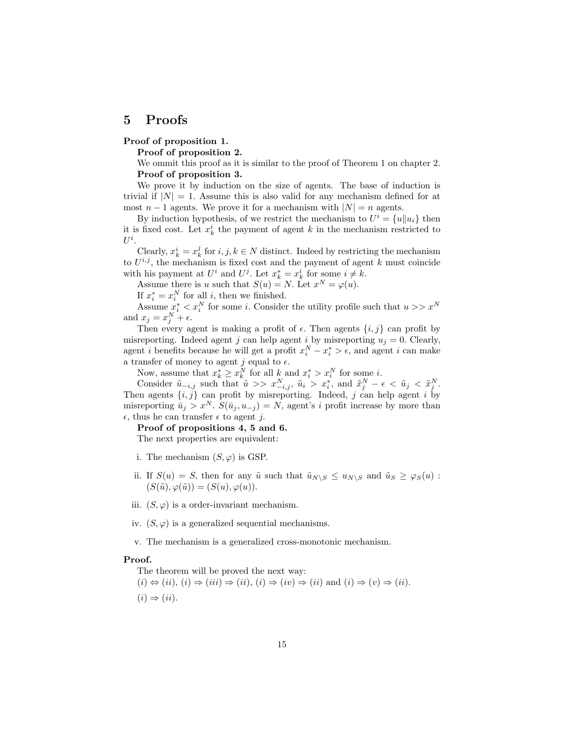# 5 Proofs

**Proof of proposition 1.**

**Proof of proposition 2.**

We ommit this proof as it is similar to the proof of Theorem 1 on chapter 2.

**Proof of proposition 3.**

We prove it by induction on the size of agents. The base of induction is trivial if $|N| = 1$. Assume this is also valid for any mechanism defined for at most $n-1$ agents. We prove it for a mechanism with $|N| = n$ agents.

By induction hypothesis, of we restrict the mechanism to $U^i = \{u \| u_i\}$ then it is fixed cost. Let $x^i_k$ the payment of agent $k$ in the mechanism restricted to $U^i$.

Clearly, $x^i_k = x^j_k$ for $i, j, k \in N$ distinct. Indeed by restricting the mechanism to $U^{i,j}$, the mechanism is fixed cost and the payment of agent $k$ must coincide with his payment at $U^i$ and $U^j$. Let $x^*_k = x^i_k$ for some $i \neq k$.

Assume there is $u$ such that $S(u) = N$. Let $x^N = \varphi(u)$.

If $x^*_i = x^N_i$ for all $i$, then we finished.

Assume $x^*_i < x^N_i$ for some $i$. Consider the utility profile such that $u >> x^N$ and $x_j = x^N_j + \epsilon$.

Then every agent is making a profit of $\epsilon$. Then agents $\{i, j\}$ can profit by misreporting. Indeed agent $j$ can help agent $i$ by misreporting $u_j = 0$. Clearly, agent $i$ benefits because he will get a profit $x^N_i - x^*_i > \epsilon$, and agent $i$ can make a transfer of money to agent $j$ equal to $\epsilon$.

Now, assume that $x^*_k \geq x^N_k$ for all $k$ and $x^*_i > x^N_i$ for some $i$.

Consider $\tilde{u}_{-i,j}$ such that $\tilde{u} >> x^N_{-i,j}$, $\tilde{u}_i > x^*_i$, and $\tilde{x}^N_j - \epsilon < \tilde{u}_j < \tilde{x}^N_j$. Then agents $\{i, j\}$ can profit by misreporting. Indeed, $j$ can help agent $i$ by misreporting $\bar{u}_j > x^N$. $S(\bar{u}_j, u_{-j}) = N$, agent's $i$ profit increase by more than $\epsilon$, thus he can transfer $\epsilon$ to agent $j$.

**Proof of propositions 4, 5 and 6.**

The next properties are equivalent:

i. The mechanism $(S, \varphi)$ is GSP.

ii. If $S(u) = S$, then for any $\tilde{u}$ such that $\tilde{u}_{N \setminus S} \leq u_{N \setminus S}$ and $\tilde{u}_S \geq \varphi_S(u)$ : $(S(\tilde{u}), \varphi(\tilde{u})) = (S(u), \varphi(u))$.

iii. $(S, \varphi)$ is a order-invariant mechanism.

iv. $(S, \varphi)$ is a generalized sequential mechanisms.

v. The mechanism is a generalized cross-monotonic mechanism.

**Proof.**

The theorem will be proved the next way:

$(i) \Leftrightarrow (ii)$, $(i) \Rightarrow (iii) \Rightarrow (ii)$, $(i) \Rightarrow (iv) \Rightarrow (ii)$ and $(i) \Rightarrow (v) \Rightarrow (ii)$.

$(i) \Rightarrow (ii)$.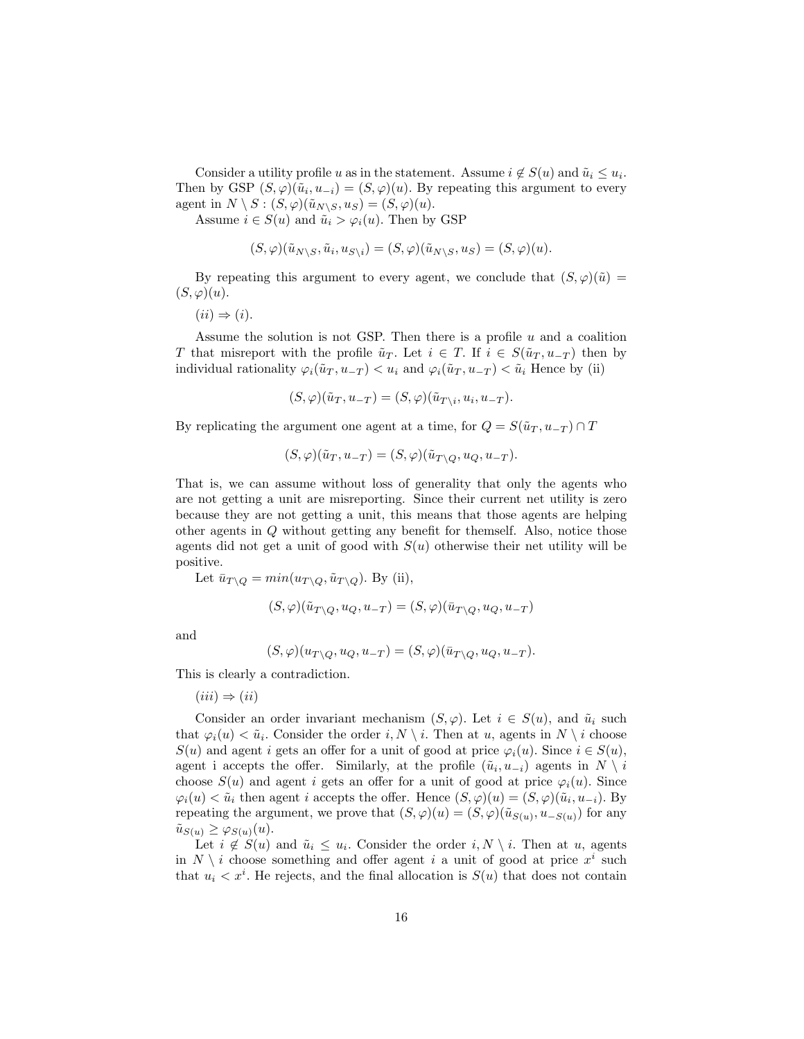Consider a utility profile $u$ as in the statement. Assume $i \notin S(u)$ and $\tilde{u}_i \leq u_i$. Then by GSP $(S,\varphi)(\tilde{u}_i, u_{-i}) = (S,\varphi)(u)$. By repeating this argument to every agent in $N \setminus S$ : $(S,\varphi)(\tilde{u}_{N\setminus S}, u_S) = (S,\varphi)(u)$.

Assume $i \in S(u)$ and $\tilde{u}_i > \varphi_i(u)$. Then by GSP

$$(S,\varphi)(\tilde{u}_{N\setminus S}, \tilde{u}_i, u_{S\setminus i}) = (S,\varphi)(\tilde{u}_{N\setminus S}, u_S) = (S,\varphi)(u).$$

By repeating this argument to every agent, we conclude that $(S,\varphi)(\tilde{u}) = (S,\varphi)(u)$.

$(ii) \Rightarrow (i)$.

Assume the solution is not GSP. Then there is a profile $u$ and a coalition $T$ that misreport with the profile $\tilde{u}_T$. Let $i \in T$. If $i \in S(\tilde{u}_T, u_{-T})$ then by individual rationality $\varphi_i(\tilde{u}_T, u_{-T}) < u_i$ and $\varphi_i(\tilde{u}_T, u_{-T}) < \tilde{u}_i$ Hence by (ii)

$$(S,\varphi)(\tilde{u}_T, u_{-T}) = (S,\varphi)(\tilde{u}_{T\setminus i}, u_i, u_{-T}).$$

By replicating the argument one agent at a time, for $Q = S(\tilde{u}_T, u_{-T}) \cap T$

$$(S,\varphi)(\tilde{u}_T, u_{-T}) = (S,\varphi)(\tilde{u}_{T\setminus Q}, u_Q, u_{-T}).$$

That is, we can assume without loss of generality that only the agents who are not getting a unit are misreporting. Since their current net utility is zero because they are not getting a unit, this means that those agents are helping other agents in $Q$ without getting any benefit for themself. Also, notice those agents did not get a unit of good with $S(u)$ otherwise their net utility will be positive.

Let $\bar{u}_{T\setminus Q} = min(u_{T\setminus Q}, \tilde{u}_{T\setminus Q})$. By (ii),

$$(S,\varphi)(\tilde{u}_{T\setminus Q}, u_Q, u_{-T}) = (S,\varphi)(\bar{u}_{T\setminus Q}, u_Q, u_{-T})$$

and

$$(S,\varphi)(u_{T\setminus Q}, u_Q, u_{-T}) = (S,\varphi)(\bar{u}_{T\setminus Q}, u_Q, u_{-T}).$$

This is clearly a contradiction.

$(iii) \Rightarrow (ii)$

Consider an order invariant mechanism $(S,\varphi)$. Let $i \in S(u)$, and $\tilde{u}_i$ such that $\varphi_i(u) < \tilde{u}_i$. Consider the order $i, N \setminus i$. Then at $u$, agents in $N \setminus i$ choose $S(u)$ and agent $i$ gets an offer for a unit of good at price $\varphi_i(u)$. Since $i \in S(u)$, agent i accepts the offer. Similarly, at the profile $(\tilde{u}_i, u_{-i})$ agents in $N \setminus i$ choose $S(u)$ and agent $i$ gets an offer for a unit of good at price $\varphi_i(u)$. Since $\varphi_i(u) < \tilde{u}_i$ then agent $i$ accepts the offer. Hence $(S,\varphi)(u) = (S,\varphi)(\tilde{u}_i, u_{-i})$. By repeating the argument, we prove that $(S,\varphi)(u) = (S,\varphi)(\tilde{u}_{S(u)}, u_{-S(u)})$ for any $\tilde{u}_{S(u)} \geq \varphi_{S(u)}(u)$.

Let $i \notin S(u)$ and $\tilde{u}_i \leq u_i$. Consider the order $i, N \setminus i$. Then at $u$, agents in $N \setminus i$ choose something and offer agent $i$ a unit of good at price $x^i$ such that $u_i < x^i$. He rejects, and the final allocation is $S(u)$ that does not contain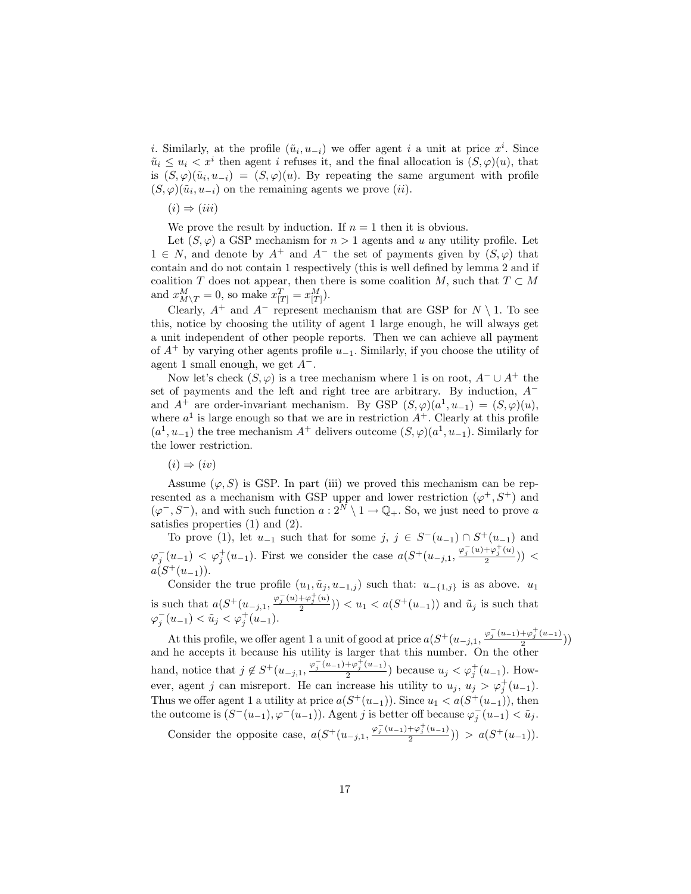$i$. Similarly, at the profile $(\tilde{u}_i, u_{-i})$ we offer agent $i$ a unit at price $x^i$. Since $\tilde{u}_i \leq u_i < x^i$ then agent $i$ refuses it, and the final allocation is $(S,\varphi)(u)$, that is $(S,\varphi)(\tilde{u}_i, u_{-i}) = (S,\varphi)(u)$. By repeating the same argument with profile $(S,\varphi)(\tilde{u}_i, u_{-i})$ on the remaining agents we prove $(ii)$.

$(i) \Rightarrow (iii)$

We prove the result by induction. If $n = 1$ then it is obvious.

Let $(S,\varphi)$ a GSP mechanism for $n > 1$ agents and $u$ any utility profile. Let $1 \in N$, and denote by $A^+$ and $A^-$ the set of payments given by $(S,\varphi)$ that contain and do not contain 1 respectively (this is well defined by lemma 2 and if coalition $T$ does not appear, then there is some coalition $M$, such that $T \subset M$ and $x^M_{M\setminus T} = 0$, so make $x^T_{[T]} = x^M_{[T]}$).

Clearly, $A^+$ and $A^-$ represent mechanism that are GSP for $N \setminus 1$. To see this, notice by choosing the utility of agent 1 large enough, he will always get a unit independent of other people reports. Then we can achieve all payment of $A^+$ by varying other agents profile $u_{-1}$. Similarly, if you choose the utility of agent 1 small enough, we get $A^-$.

Now let's check $(S,\varphi)$ is a tree mechanism where 1 is on root, $A^- \cup A^+$ the set of payments and the left and right tree are arbitrary. By induction, $A^-$ and $A^+$ are order-invariant mechanism. By GSP $(S,\varphi)(a^1, u_{-1}) = (S,\varphi)(u)$, where $a^1$ is large enough so that we are in restriction $A^+$. Clearly at this profile $(a^1, u_{-1})$ the tree mechanism $A^+$ delivers outcome $(S,\varphi)(a^1, u_{-1})$. Similarly for the lower restriction.

$(i) \Rightarrow (iv)$

Assume $(\varphi, S)$ is GSP. In part (iii) we proved this mechanism can be represented as a mechanism with GSP upper and lower restriction $(\varphi^+, S^+)$ and $(\varphi^-, S^-)$, and with such function $a : 2^N \setminus 1 \to \mathbb{Q}_+$. So, we just need to prove $a$ satisfies properties (1) and (2).

To prove (1), let $u_{-1}$ such that for some $j$, $j \in S^-(u_{-1}) \cap S^+(u_{-1})$ and $\varphi^-_j(u_{-1}) < \varphi^+_j(u_{-1})$. First we consider the case $a(S^+(u_{-j,1}, \frac{\varphi^-_j(u)+\varphi^+_j(u)}{2})) < a(S^+(u_{-1}))$.

Consider the true profile $(u_1, \tilde{u}_j, u_{-1,j})$ such that: $u_{-\{1,j\}}$ is as above. $u_1$ is such that $a(S^+(u_{-j,1}, \frac{\varphi^-_j(u)+\varphi^+_j(u)}{2})) < u_1 < a(S^+(u_{-1}))$ and $\tilde{u}_j$ is such that $\varphi^-_j(u_{-1}) < \tilde{u}_j < \varphi^+_j(u_{-1})$.

At this profile, we offer agent 1 a unit of good at price $a(S^+(u_{-j,1}, \frac{\varphi^-_j(u_{-1})+\varphi^+_j(u_{-1})}{2}))$ and he accepts it because his utility is larger that this number. On the other hand, notice that $j \notin S^+(u_{-j,1}, \frac{\varphi^-_j(u_{-1})+\varphi^+_j(u_{-1})}{2})$ because $u_j < \varphi^+_j(u_{-1})$. However, agent $j$ can misreport. He can increase his utility to $u_j$, $u_j > \varphi^+_j(u_{-1})$. Thus we offer agent 1 a utility at price $a(S^+(u_{-1}))$. Since $u_1 < a(S^+(u_{-1}))$, then the outcome is $(S^-(u_{-1}), \varphi^-(u_{-1}))$. Agent $j$ is better off because $\varphi^-_j(u_{-1}) < \tilde{u}_j$.

Consider the opposite case, $a(S^+(u_{-j,1}, \frac{\varphi^-_j(u_{-1})+\varphi^+_j(u_{-1})}{2})) > a(S^+(u_{-1}))$.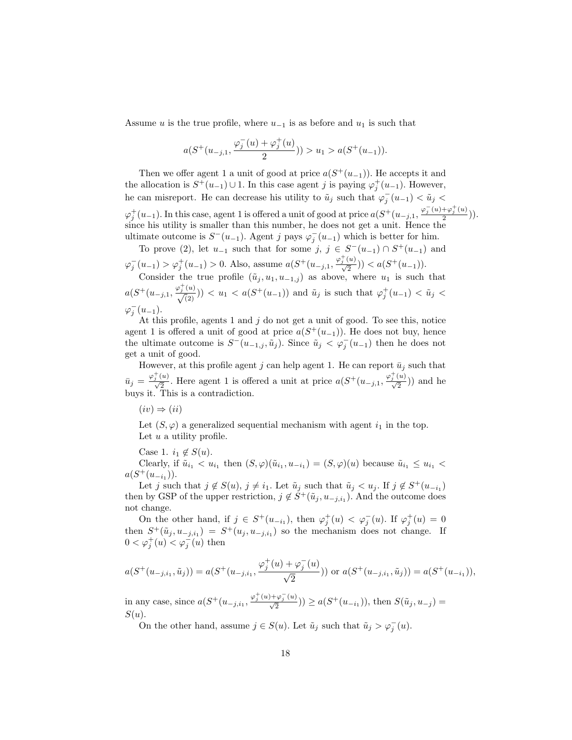Assume $u$ is the true profile, where $u_{-1}$ is as before and $u_1$ is such that

$$a(S^+(u_{-j,1}, \frac{\varphi_j^-(u) + \varphi_j^+(u)}{2})) > u_1 > a(S^+(u_{-1})).$$

Then we offer agent 1 a unit of good at price $a(S^+(u_{-1}))$. He accepts it and the allocation is $S^+(u_{-1}) \cup 1$. In this case agent $j$ is paying $\varphi_j^+(u_{-1})$. However, he can misreport. He can decrease his utility to $\tilde{u}_j$ such that $\varphi_j^-(u_{-1}) < \tilde{u}_j < \varphi_j^+(u_{-1})$. In this case, agent 1 is offered a unit of good at price $a(S^+(u_{-j,1}, \frac{\varphi_j^-(u)+\varphi_j^+(u)}{2}))$. since his utility is smaller than this number, he does not get a unit. Hence the ultimate outcome is $S^-(u_{-1})$. Agent $j$ pays $\varphi_j^-(u_{-1})$ which is better for him.

To prove (2), let $u_{-1}$ such that for some $j$, $j \in S^-(u_{-1}) \cap S^+(u_{-1})$ and $\varphi_j^-(u_{-1}) > \varphi_j^+(u_{-1}) > 0$. Also, assume $a(S^+(u_{-j,1}, \frac{\varphi_j^+(u)}{\sqrt{2}})) < a(S^+(u_{-1}))$.

Consider the true profile $(\tilde{u}_j, u_1, u_{-1,j})$ as above, where $u_1$ is such that $a(S^+(u_{-j,1}, \frac{\varphi_j^+(u)}{\sqrt{(2)}})) < u_1 < a(S^+(u_{-1}))$ and $\tilde{u}_j$ is such that $\varphi_j^+(u_{-1}) < \tilde{u}_j < \varphi_j^-(u_{-1})$.

At this profile, agents 1 and $j$ do not get a unit of good. To see this, notice agent 1 is offered a unit of good at price $a(S^+(u_{-1}))$. He does not buy, hence the ultimate outcome is $S^-(u_{-1,j}, \tilde{u}_j)$. Since $\tilde{u}_j < \varphi_j^-(u_{-1})$ then he does not get a unit of good.

However, at this profile agent $j$ can help agent 1. He can report $\bar{u}_j$ such that $\bar{u}_j = \frac{\varphi_j^+(u)}{\sqrt{2}}$. Here agent 1 is offered a unit at price $a(S^+(u_{-j,1}, \frac{\varphi_j^+(u)}{\sqrt{2}}))$ and he buys it. This is a contradiction.

$(iv) \Rightarrow (ii)$

Let $(S, \varphi)$ a generalized sequential mechanism with agent $i_1$ in the top.
Let $u$ a utility profile.

Case 1. $i_1 \notin S(u)$.

Clearly, if $\tilde{u}_{i_1} < u_{i_1}$ then $(S, \varphi)(\tilde{u}_{i_1}, u_{-i_1}) = (S, \varphi)(u)$ because $\tilde{u}_{i_1} \leq u_{i_1} < a(S^+(u_{-i_1}))$.

Let $j$ such that $j \notin S(u)$, $j \neq i_1$. Let $\tilde{u}_j$ such that $\tilde{u}_j < u_j$. If $j \notin S^+(u_{-i_1})$ then by GSP of the upper restriction, $j \notin S^+(\tilde{u}_j, u_{-j,i_1})$. And the outcome does not change.

On the other hand, if $j \in S^+(u_{-i_1})$, then $\varphi_j^+(u) < \varphi_j^-(u)$. If $\varphi_j^+(u) = 0$ then $S^+(\tilde{u}_j, u_{-j,i_1}) = S^+(u_j, u_{-j,i_1})$ so the mechanism does not change. If $0 < \varphi_j^+(u) < \varphi_j^-(u)$ then

$$a(S^+(u_{-j,i_1}, \tilde{u}_j)) = a(S^+(u_{-j,i_1}, \frac{\varphi_j^+(u) + \varphi_j^-(u)}{\sqrt{2}})) \text{ or } a(S^+(u_{-j,i_1}, \tilde{u}_j)) = a(S^+(u_{-i_1})),$$

in any case, since $a(S^+(u_{-j,i_1}, \frac{\varphi_j^+(u)+\varphi_j^-(u)}{\sqrt{2}})) \geq a(S^+(u_{-i_1}))$, then $S(\tilde{u}_j, u_{-j}) = S(u)$.

On the other hand, assume $j \in S(u)$. Let $\tilde{u}_j$ such that $\tilde{u}_j > \varphi_j^-(u)$.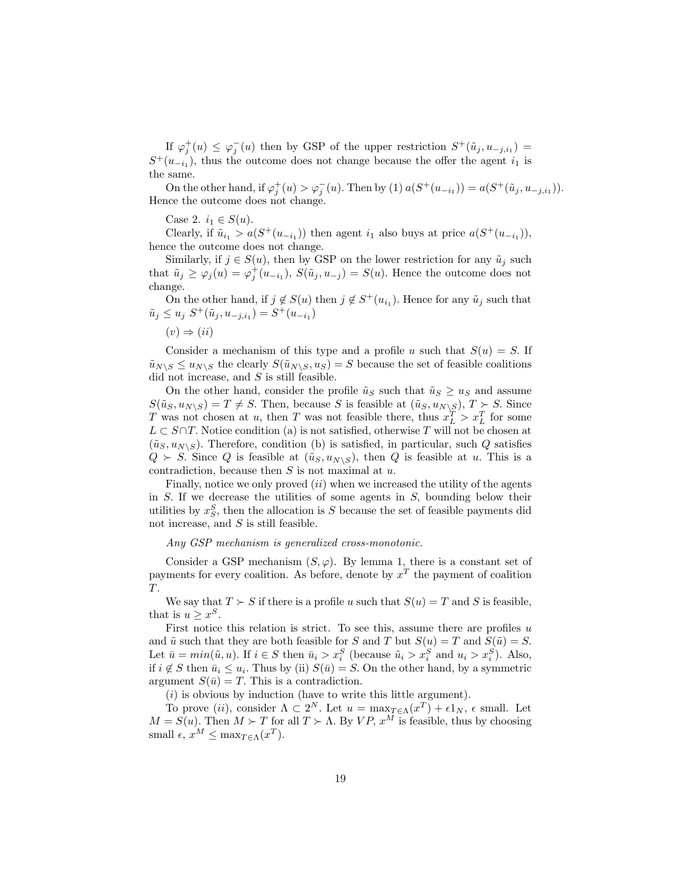If $\varphi_j^+(u) \leq \varphi_j^-(u)$ then by GSP of the upper restriction $S^+(\tilde{u}_j, u_{-j,i_1}) = S^+(u_{-i_1})$, thus the outcome does not change because the offer the agent $i_1$ is the same.

On the other hand, if $\varphi_j^+(u) > \varphi_j^-(u)$. Then by (1) $a(S^+(u_{-i_1})) = a(S^+(\tilde{u}_j, u_{-j,i_1}))$. Hence the outcome does not change.

Case 2. $i_1 \in S(u)$.

Clearly, if $\tilde{u}_{i_1} > a(S^+(u_{-i_1}))$ then agent $i_1$ also buys at price $a(S^+(u_{-i_1}))$, hence the outcome does not change.

Similarly, if $j \in S(u)$, then by GSP on the lower restriction for any $\tilde{u}_j$ such that $\tilde{u}_j \geq \varphi_j(u) = \varphi_j^+(u_{-i_1})$, $S(\tilde{u}_j, u_{-j}) = S(u)$. Hence the outcome does not change.

On the other hand, if $j \notin S(u)$ then $j \notin S^+(u_{i_1})$. Hence for any $\tilde{u}_j$ such that $\tilde{u}_j \leq u_j$ $S^+(\tilde{u}_j, u_{-j,i_1}) = S^+(u_{-i_1})$

$(v) \Rightarrow (ii)$

Consider a mechanism of this type and a profile $u$ such that $S(u) = S$. If $\tilde{u}_{N\setminus S} \leq u_{N\setminus S}$ the clearly $S(\tilde{u}_{N\setminus S}, u_S) = S$ because the set of feasible coalitions did not increase, and $S$ is still feasible.

On the other hand, consider the profile $\tilde{u}_S$ such that $\tilde{u}_S \geq u_S$ and assume $S(\tilde{u}_S, u_{N\setminus S}) = T \neq S$. Then, because $S$ is feasible at $(\tilde{u}_S, u_{N\setminus S})$, $T \succ S$. Since $T$ was not chosen at $u$, then $T$ was not feasible there, thus $x_L^T > x_L^T$ for some $L \subset S \cap T$. Notice condition (a) is not satisfied, otherwise $T$ will not be chosen at $(\tilde{u}_S, u_{N\setminus S})$. Therefore, condition (b) is satisfied, in particular, such $Q$ satisfies $Q \succ S$. Since $Q$ is feasible at $(\tilde{u}_S, u_{N\setminus S})$, then $Q$ is feasible at $u$. This is a contradiction, because then $S$ is not maximal at $u$.

Finally, notice we only proved $(ii)$ when we increased the utility of the agents in $S$. If we decrease the utilities of some agents in $S$, bounding below their utilities by $x_S^S$, then the allocation is $S$ because the set of feasible payments did not increase, and $S$ is still feasible.

*Any GSP mechanism is generalized cross-monotonic.*

Consider a GSP mechanism $(S, \varphi)$. By lemma 1, there is a constant set of payments for every coalition. As before, denote by $x^T$ the payment of coalition $T$.

We say that $T \succ S$ if there is a profile $u$ such that $S(u) = T$ and $S$ is feasible, that is $u \geq x^S$.

First notice this relation is strict. To see this, assume there are profiles $u$ and $\tilde{u}$ such that they are both feasible for $S$ and $T$ but $S(u) = T$ and $S(\tilde{u}) = S$. Let $\bar{u} = min(\tilde{u}, u)$. If $i \in S$ then $\bar{u}_i > x_i^S$ (because $\tilde{u}_i > x_i^S$ and $u_i > x_i^S$). Also, if $i \notin S$ then $\bar{u}_i \leq u_i$. Thus by (ii) $S(\bar{u}) = S$. On the other hand, by a symmetric argument $S(\bar{u}) = T$. This is a contradiction.

$(i)$ is obvious by induction (have to write this little argument).

To prove $(ii)$, consider $\Lambda \subset 2^N$. Let $u = \max_{T \in \Lambda}(x^T) + \epsilon 1_N$, $\epsilon$ small. Let $M = S(u)$. Then $M \succ T$ for all $T \succ \Lambda$. By $VP$, $x^M$ is feasible, thus by choosing small $\epsilon$, $x^M \leq \max_{T \in \Lambda}(x^T)$.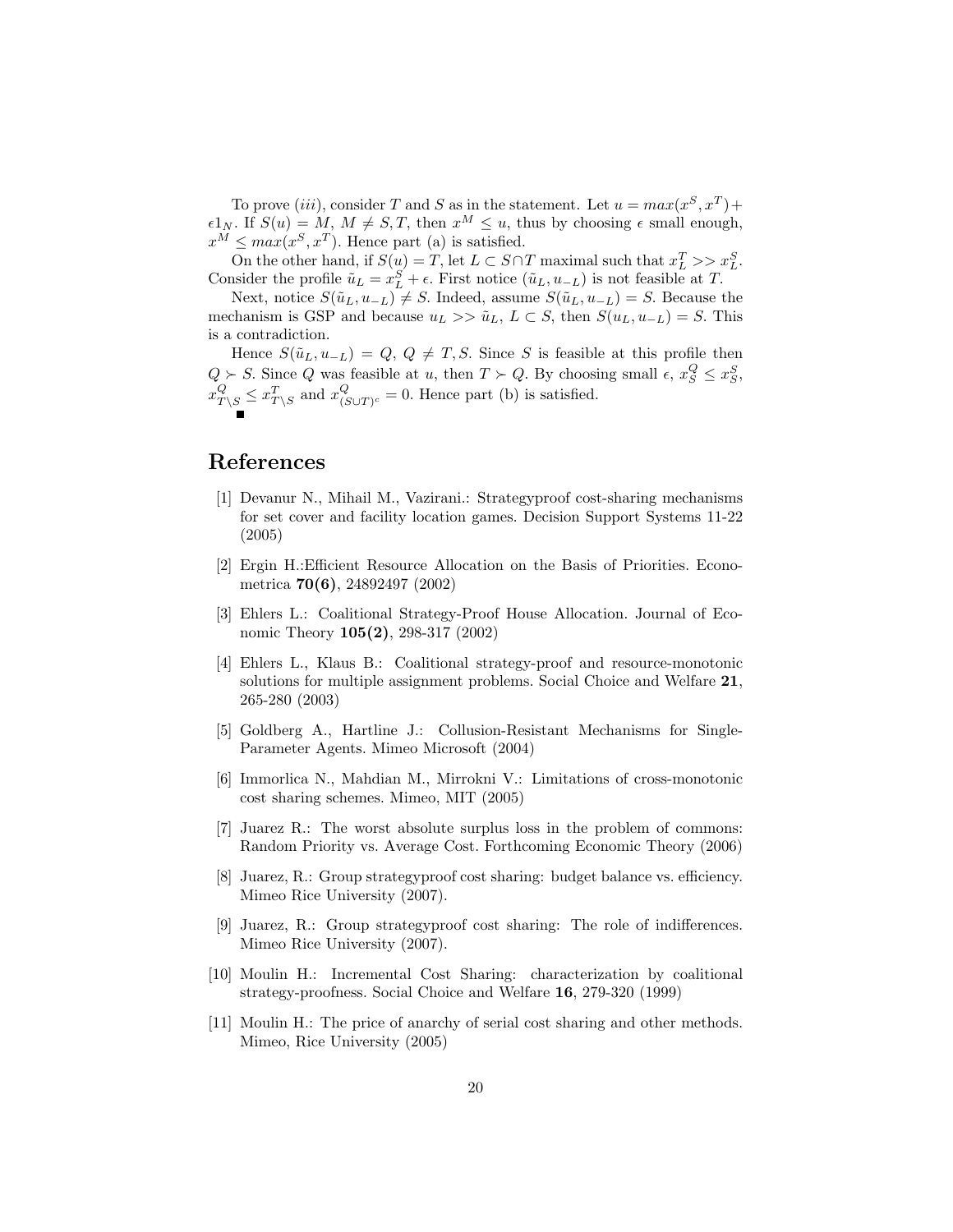To prove $(iii)$, consider $T$ and $S$ as in the statement. Let $u = max(x^S, x^T) + \epsilon 1_N$. If $S(u) = M$, $M \neq S, T$, then $x^M \leq u$, thus by choosing $\epsilon$ small enough, $x^M \leq max(x^S, x^T)$. Hence part (a) is satisfied.

On the other hand, if $S(u) = T$, let $L \subset S \cap T$ maximal such that $x^T_L >> x^S_L$. Consider the profile $\tilde{u}_L = x^S_L + \epsilon$. First notice $(\tilde{u}_L, u_{-L})$ is not feasible at $T$.

Next, notice $S(\tilde{u}_L, u_{-L}) \neq S$. Indeed, assume $S(\tilde{u}_L, u_{-L}) = S$. Because the mechanism is GSP and because $u_L >> \tilde{u}_L$, $L \subset S$, then $S(u_L, u_{-L}) = S$. This is a contradiction.

Hence $S(\tilde{u}_L, u_{-L}) = Q$, $Q \neq T, S$. Since $S$ is feasible at this profile then $Q \succ S$. Since $Q$ was feasible at $u$, then $T \succ Q$. By choosing small $\epsilon$, $x^Q_S \leq x^S_S$, $x^Q_{T \setminus S} \leq x^T_{T \setminus S}$ and $x^Q_{(S \cup T)^c} = 0$. Hence part (b) is satisfied.
■

## References

[1] Devanur N., Mihail M., Vazirani.: Strategyproof cost-sharing mechanisms for set cover and facility location games. Decision Support Systems 11-22 (2005)

[2] Ergin H.:Efficient Resource Allocation on the Basis of Priorities. Econometrica **70(6)**, 24892497 (2002)

[3] Ehlers L.: Coalitional Strategy-Proof House Allocation. Journal of Economic Theory **105(2)**, 298-317 (2002)

[4] Ehlers L., Klaus B.: Coalitional strategy-proof and resource-monotonic solutions for multiple assignment problems. Social Choice and Welfare **21**, 265-280 (2003)

[5] Goldberg A., Hartline J.: Collusion-Resistant Mechanisms for Single-Parameter Agents. Mimeo Microsoft (2004)

[6] Immorlica N., Mahdian M., Mirrokni V.: Limitations of cross-monotonic cost sharing schemes. Mimeo, MIT (2005)

[7] Juarez R.: The worst absolute surplus loss in the problem of commons: Random Priority vs. Average Cost. Forthcoming Economic Theory (2006)

[8] Juarez, R.: Group strategyproof cost sharing: budget balance vs. efficiency. Mimeo Rice University (2007).

[9] Juarez, R.: Group strategyproof cost sharing: The role of indifferences. Mimeo Rice University (2007).

[10] Moulin H.: Incremental Cost Sharing: characterization by coalitional strategy-proofness. Social Choice and Welfare **16**, 279-320 (1999)

[11] Moulin H.: The price of anarchy of serial cost sharing and other methods. Mimeo, Rice University (2005)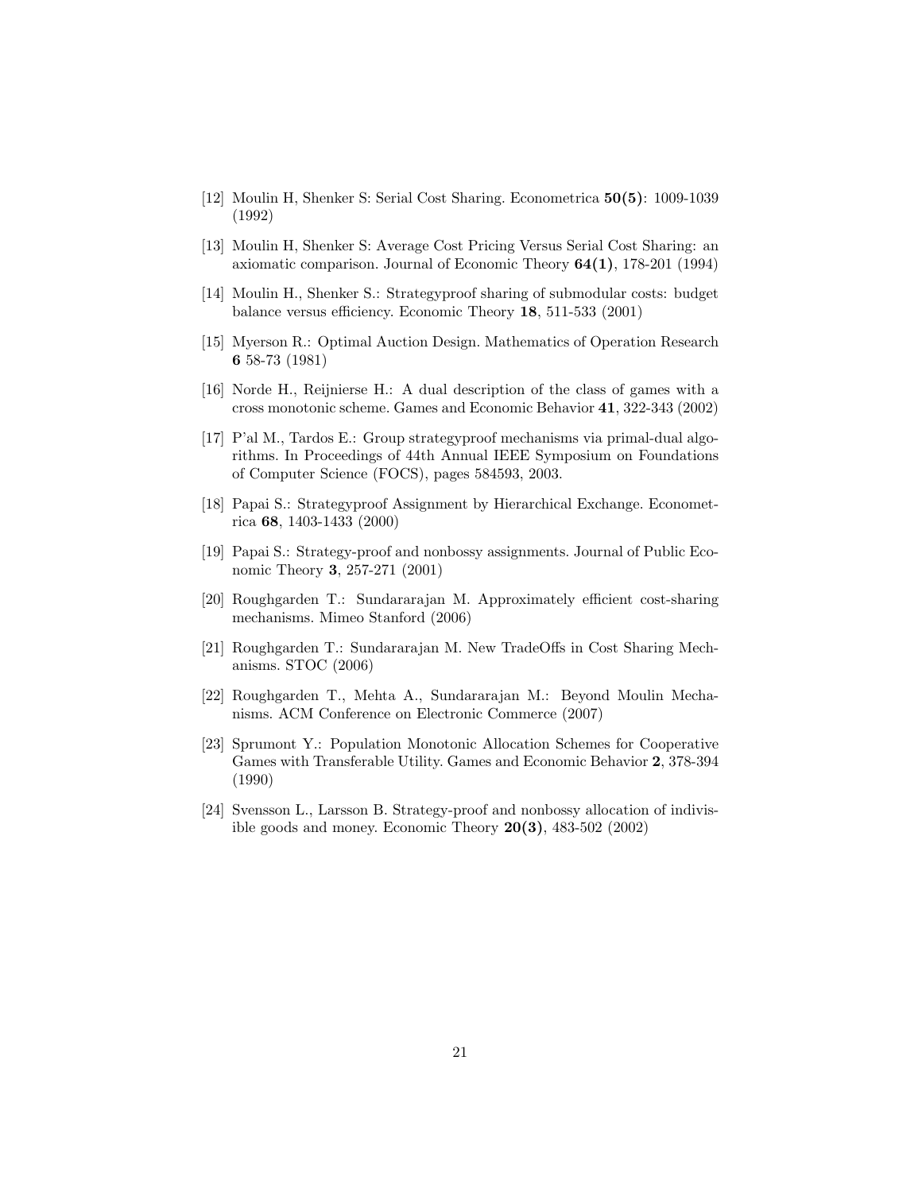[12] Moulin H, Shenker S: Serial Cost Sharing. Econometrica **50(5)**: 1009-1039 (1992)

[13] Moulin H, Shenker S: Average Cost Pricing Versus Serial Cost Sharing: an axiomatic comparison. Journal of Economic Theory **64(1)**, 178-201 (1994)

[14] Moulin H., Shenker S.: Strategyproof sharing of submodular costs: budget balance versus efficiency. Economic Theory **18**, 511-533 (2001)

[15] Myerson R.: Optimal Auction Design. Mathematics of Operation Research **6** 58-73 (1981)

[16] Norde H., Reijnierse H.: A dual description of the class of games with a cross monotonic scheme. Games and Economic Behavior **41**, 322-343 (2002)

[17] P'al M., Tardos E.: Group strategyproof mechanisms via primal-dual algorithms. In Proceedings of 44th Annual IEEE Symposium on Foundations of Computer Science (FOCS), pages 584593, 2003.

[18] Papai S.: Strategyproof Assignment by Hierarchical Exchange. Econometrica **68**, 1403-1433 (2000)

[19] Papai S.: Strategy-proof and nonbossy assignments. Journal of Public Economic Theory **3**, 257-271 (2001)

[20] Roughgarden T.: Sundararajan M. Approximately efficient cost-sharing mechanisms. Mimeo Stanford (2006)

[21] Roughgarden T.: Sundararajan M. New TradeOffs in Cost Sharing Mechanisms. STOC (2006)

[22] Roughgarden T., Mehta A., Sundararajan M.: Beyond Moulin Mechanisms. ACM Conference on Electronic Commerce (2007)

[23] Sprumont Y.: Population Monotonic Allocation Schemes for Cooperative Games with Transferable Utility. Games and Economic Behavior **2**, 378-394 (1990)

[24] Svensson L., Larsson B. Strategy-proof and nonbossy allocation of indivisible goods and money. Economic Theory **20(3)**, 483-502 (2002)